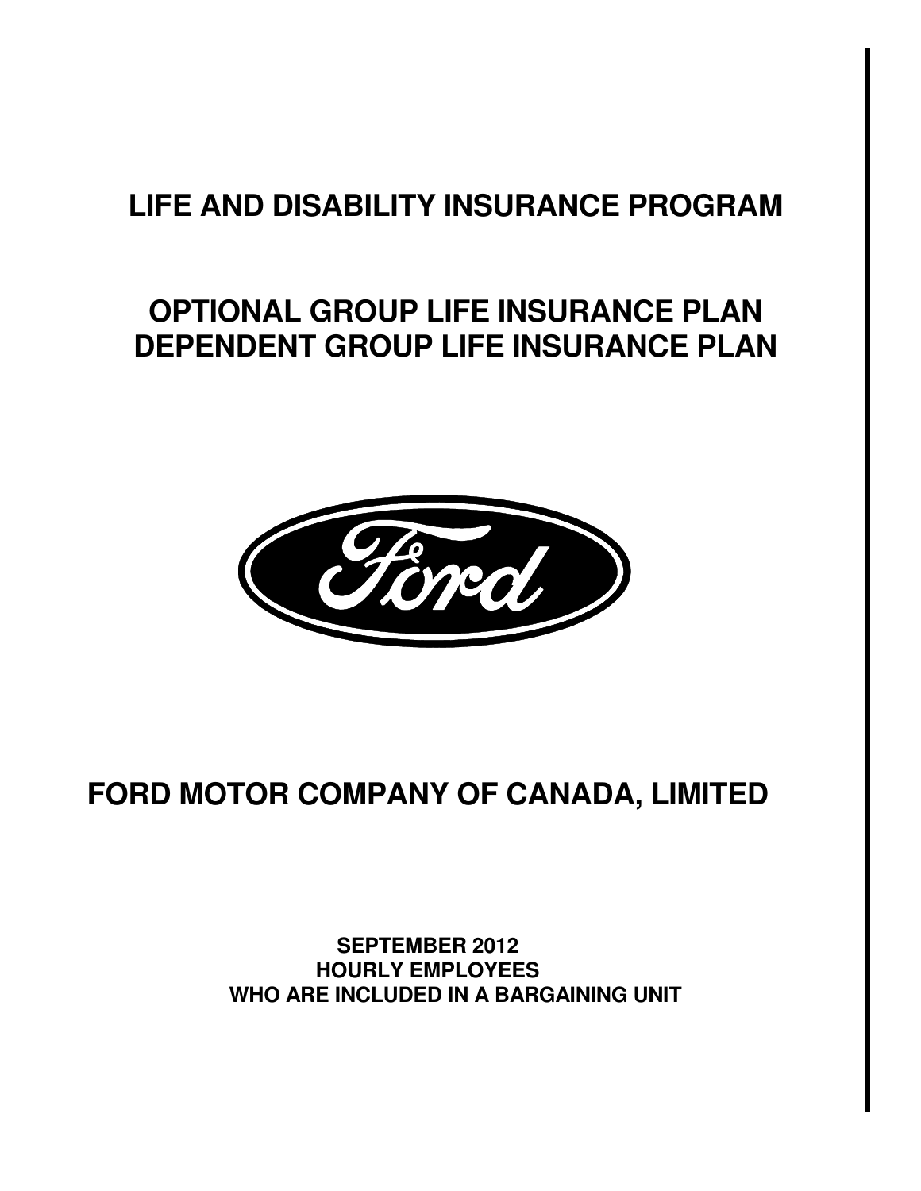# LIFE AND DISABILITY INSURANCE PROGRAM

## OPTIONAL GROUP LIFE INSURANCE PLAN
## DEPENDENT GROUP LIFE INSURANCE PLAN

# FORD MOTOR COMPANY OF CANADA, LIMITED

**SEPTEMBER 2012**
**HOURLY EMPLOYEES**
**WHO ARE INCLUDED IN A BARGAINING UNIT**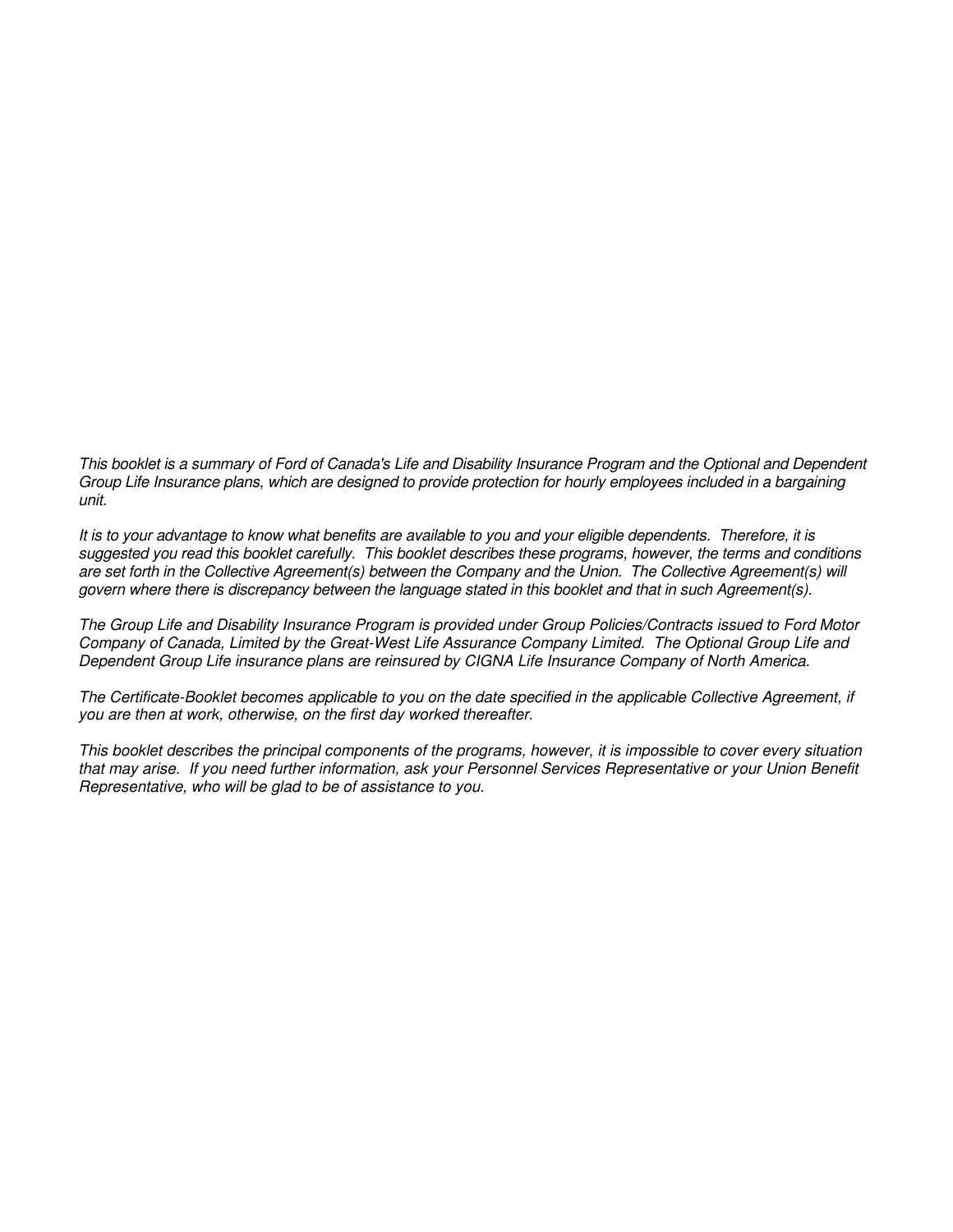*This booklet is a summary of Ford of Canada's Life and Disability Insurance Program and the Optional and Dependent Group Life Insurance plans, which are designed to provide protection for hourly employees included in a bargaining unit.*

*It is to your advantage to know what benefits are available to you and your eligible dependents. Therefore, it is suggested you read this booklet carefully. This booklet describes these programs, however, the terms and conditions are set forth in the Collective Agreement(s) between the Company and the Union. The Collective Agreement(s) will govern where there is discrepancy between the language stated in this booklet and that in such Agreement(s).*

*The Group Life and Disability Insurance Program is provided under Group Policies/Contracts issued to Ford Motor Company of Canada, Limited by the Great-West Life Assurance Company Limited. The Optional Group Life and Dependent Group Life insurance plans are reinsured by CIGNA Life Insurance Company of North America.*

*The Certificate-Booklet becomes applicable to you on the date specified in the applicable Collective Agreement, if you are then at work, otherwise, on the first day worked thereafter.*

*This booklet describes the principal components of the programs, however, it is impossible to cover every situation that may arise. If you need further information, ask your Personnel Services Representative or your Union Benefit Representative, who will be glad to be of assistance to you.*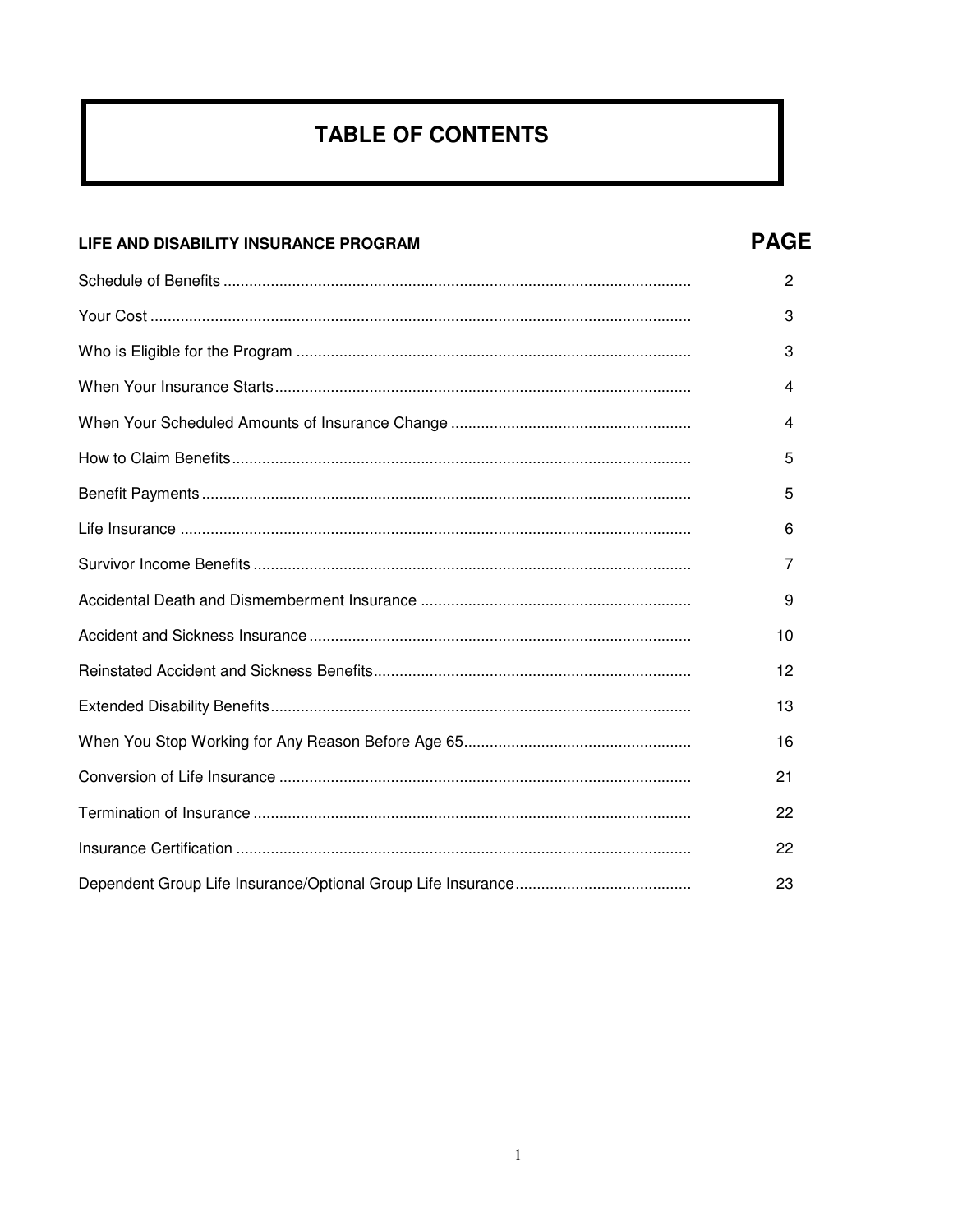# TABLE OF CONTENTS

| LIFE AND DISABILITY INSURANCE PROGRAM | PAGE |
|---|---|
| Schedule of Benefits | 2 |
| Your Cost | 3 |
| Who is Eligible for the Program | 3 |
| When Your Insurance Starts | 4 |
| When Your Scheduled Amounts of Insurance Change | 4 |
| How to Claim Benefits | 5 |
| Benefit Payments | 5 |
| Life Insurance | 6 |
| Survivor Income Benefits | 7 |
| Accidental Death and Dismemberment Insurance | 9 |
| Accident and Sickness Insurance | 10 |
| Reinstated Accident and Sickness Benefits | 12 |
| Extended Disability Benefits | 13 |
| When You Stop Working for Any Reason Before Age 65 | 16 |
| Conversion of Life Insurance | 21 |
| Termination of Insurance | 22 |
| Insurance Certification | 22 |
| Dependent Group Life Insurance/Optional Group Life Insurance | 23 |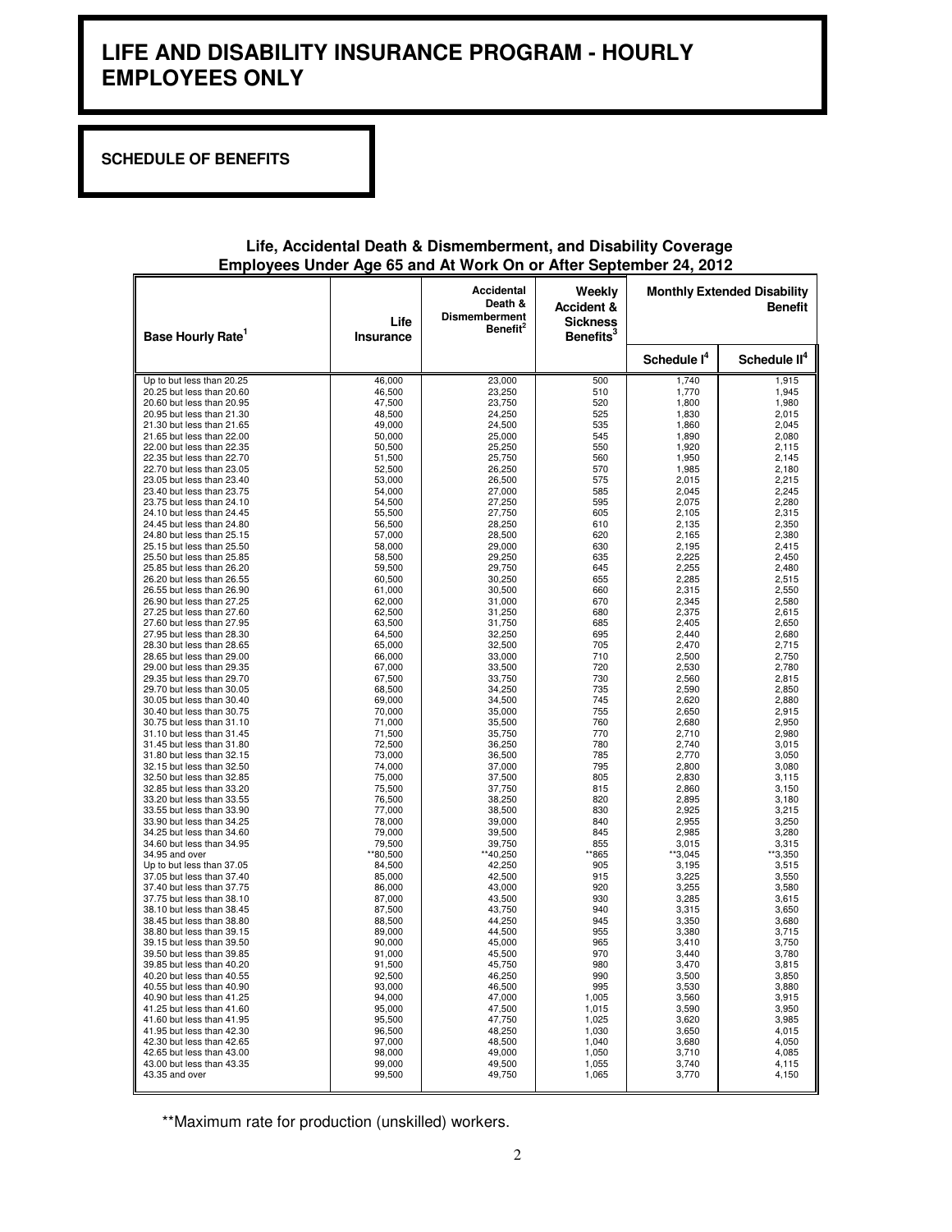# LIFE AND DISABILITY INSURANCE PROGRAM - HOURLY EMPLOYEES ONLY

## SCHEDULE OF BENEFITS

**Life, Accidental Death & Dismemberment, and Disability Coverage**
**Employees Under Age 65 and At Work On or After September 24, 2012**

| Base Hourly Rate[1] | Life Insurance | Accidental Death & Dismemberment Benefit[2] | Weekly Accident & Sickness Benefits[3] | Monthly Extended Disability Benefit | |
|---|---|---|---|---|---|
| | | | | Schedule I[4] | Schedule II[4] |
| Up to but less than 20.25 | 46,000 | 23,000 | 500 | 1,740 | 1,915 |
| 20.25 but less than 20.60 | 46,500 | 23,250 | 510 | 1,770 | 1,945 |
| 20.60 but less than 20.95 | 47,500 | 23,750 | 520 | 1,800 | 1,980 |
| 20.95 but less than 21.30 | 48,500 | 24,250 | 525 | 1,830 | 2,015 |
| 21.30 but less than 21.65 | 49,000 | 24,500 | 535 | 1,860 | 2,045 |
| 21.65 but less than 22.00 | 50,000 | 25,000 | 545 | 1,890 | 2,080 |
| 22.00 but less than 22.35 | 50,500 | 25,250 | 550 | 1,920 | 2,115 |
| 22.35 but less than 22.70 | 51,500 | 25,750 | 560 | 1,950 | 2,145 |
| 22.70 but less than 23.05 | 52,500 | 26,250 | 570 | 1,985 | 2,180 |
| 23.05 but less than 23.40 | 53,000 | 26,500 | 575 | 2,015 | 2,215 |
| 23.40 but less than 23.75 | 54,000 | 27,000 | 585 | 2,045 | 2,245 |
| 23.75 but less than 24.10 | 54,500 | 27,250 | 595 | 2,075 | 2,280 |
| 24.10 but less than 24.45 | 55,500 | 27,750 | 605 | 2,105 | 2,315 |
| 24.45 but less than 24.80 | 56,500 | 28,250 | 610 | 2,135 | 2,350 |
| 24.80 but less than 25.15 | 57,000 | 28,500 | 620 | 2,165 | 2,380 |
| 25.15 but less than 25.50 | 58,000 | 29,000 | 630 | 2,195 | 2,415 |
| 25.50 but less than 25.85 | 58,500 | 29,250 | 635 | 2,225 | 2,450 |
| 25.85 but less than 26.20 | 59,500 | 29,750 | 645 | 2,255 | 2,480 |
| 26.20 but less than 26.55 | 60,500 | 30,250 | 655 | 2,285 | 2,515 |
| 26.55 but less than 26.90 | 61,000 | 30,500 | 660 | 2,315 | 2,550 |
| 26.90 but less than 27.25 | 62,000 | 31,000 | 670 | 2,345 | 2,580 |
| 27.25 but less than 27.60 | 62,500 | 31,250 | 680 | 2,375 | 2,615 |
| 27.60 but less than 27.95 | 63,500 | 31,750 | 685 | 2,405 | 2,650 |
| 27.95 but less than 28.30 | 64,500 | 32,250 | 695 | 2,440 | 2,680 |
| 28.30 but less than 28.65 | 65,000 | 32,500 | 705 | 2,470 | 2,715 |
| 28.65 but less than 29.00 | 66,000 | 33,000 | 710 | 2,500 | 2,750 |
| 29.00 but less than 29.35 | 67,000 | 33,500 | 720 | 2,530 | 2,780 |
| 29.35 but less than 29.70 | 67,500 | 33,750 | 730 | 2,560 | 2,815 |
| 29.70 but less than 30.05 | 68,500 | 34,250 | 735 | 2,590 | 2,850 |
| 30.05 but less than 30.40 | 69,000 | 34,500 | 745 | 2,620 | 2,880 |
| 30.40 but less than 30.75 | 70,000 | 35,000 | 755 | 2,650 | 2,915 |
| 30.75 but less than 31.10 | 71,000 | 35,500 | 760 | 2,680 | 2,950 |
| 31.10 but less than 31.45 | 71,500 | 35,750 | 770 | 2,710 | 2,980 |
| 31.45 but less than 31.80 | 72,500 | 36,250 | 780 | 2,740 | 3,015 |
| 31.80 but less than 32.15 | 73,000 | 36,500 | 785 | 2,770 | 3,050 |
| 32.15 but less than 32.50 | 74,000 | 37,000 | 795 | 2,800 | 3,080 |
| 32.50 but less than 32.85 | 75,000 | 37,500 | 805 | 2,830 | 3,115 |
| 32.85 but less than 33.20 | 75,500 | 37,750 | 815 | 2,860 | 3,150 |
| 33.20 but less than 33.55 | 76,500 | 38,250 | 820 | 2,895 | 3,180 |
| 33.55 but less than 33.90 | 77,000 | 38,500 | 830 | 2,925 | 3,215 |
| 33.90 but less than 34.25 | 78,000 | 39,000 | 840 | 2,955 | 3,250 |
| 34.25 but less than 34.60 | 79,000 | 39,500 | 845 | 2,985 | 3,280 |
| 34.60 but less than 34.95 | 79,500 | 39,750 | 855 | 3,015 | 3,315 |
| 34.95 and over | **80,500 | **40,250 | **865 | **3,045 | **3,350 |
| Up to but less than 37.05 | 84,500 | 42,250 | 905 | 3,195 | 3,515 |
| 37.05 but less than 37.40 | 85,000 | 42,500 | 915 | 3,225 | 3,550 |
| 37.40 but less than 37.75 | 86,000 | 43,000 | 920 | 3,255 | 3,580 |
| 37.75 but less than 38.10 | 87,000 | 43,500 | 930 | 3,285 | 3,615 |
| 38.10 but less than 38.45 | 87,500 | 43,750 | 940 | 3,315 | 3,650 |
| 38.45 but less than 38.80 | 88,500 | 44,250 | 945 | 3,350 | 3,680 |
| 38.80 but less than 39.15 | 89,000 | 44,500 | 955 | 3,380 | 3,715 |
| 39.15 but less than 39.50 | 90,000 | 45,000 | 965 | 3,410 | 3,750 |
| 39.50 but less than 39.85 | 91,000 | 45,500 | 970 | 3,440 | 3,780 |
| 39.85 but less than 40.20 | 91,500 | 45,750 | 980 | 3,470 | 3,815 |
| 40.20 but less than 40.55 | 92,500 | 46,250 | 990 | 3,500 | 3,850 |
| 40.55 but less than 40.90 | 93,000 | 46,500 | 995 | 3,530 | 3,880 |
| 40.90 but less than 41.25 | 94,000 | 47,000 | 1,005 | 3,560 | 3,915 |
| 41.25 but less than 41.60 | 95,000 | 47,500 | 1,015 | 3,590 | 3,950 |
| 41.60 but less than 41.95 | 95,500 | 47,750 | 1,025 | 3,620 | 3,985 |
| 41.95 but less than 42.30 | 96,500 | 48,250 | 1,030 | 3,650 | 4,015 |
| 42.30 but less than 42.65 | 97,000 | 48,500 | 1,040 | 3,680 | 4,050 |
| 42.65 but less than 43.00 | 98,000 | 49,000 | 1,050 | 3,710 | 4,085 |
| 43.00 but less than 43.35 | 99,000 | 49,500 | 1,055 | 3,740 | 4,115 |
| 43.35 and over | 99,500 | 49,750 | 1,065 | 3,770 | 4,150 |

**Maximum rate for production (unskilled) workers.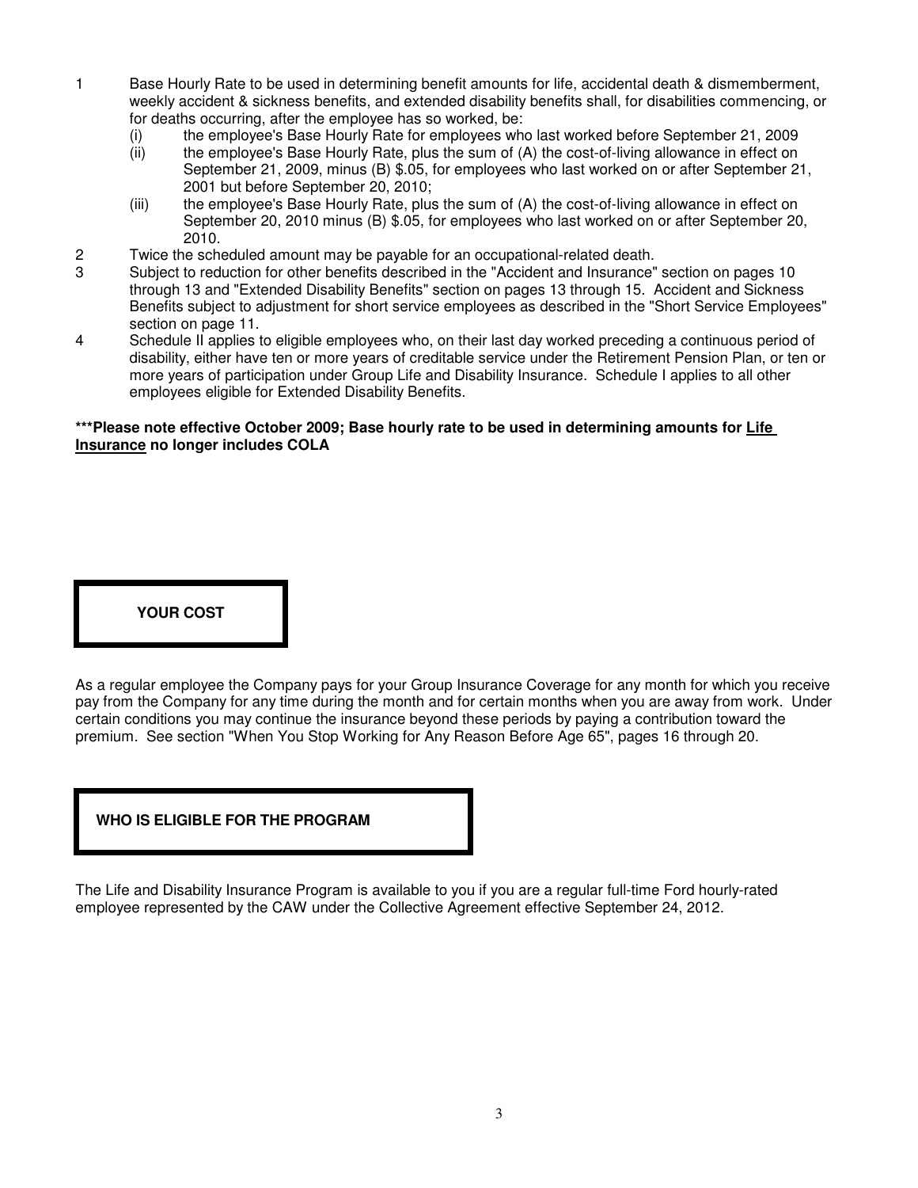1. Base Hourly Rate to be used in determining benefit amounts for life, accidental death & dismemberment, weekly accident & sickness benefits, and extended disability benefits shall, for disabilities commencing, or for deaths occurring, after the employee has so worked, be:
   - (i) the employee's Base Hourly Rate for employees who last worked before September 21, 2009
   - (ii) the employee's Base Hourly Rate, plus the sum of (A) the cost-of-living allowance in effect on September 21, 2009, minus (B) $.05, for employees who last worked on or after September 21, 2001 but before September 20, 2010;
   - (iii) the employee's Base Hourly Rate, plus the sum of (A) the cost-of-living allowance in effect on September 20, 2010 minus (B) $.05, for employees who last worked on or after September 20, 2010.
2. Twice the scheduled amount may be payable for an occupational-related death.
3. Subject to reduction for other benefits described in the "Accident and Insurance" section on pages 10 through 13 and "Extended Disability Benefits" section on pages 13 through 15. Accident and Sickness Benefits subject to adjustment for short service employees as described in the "Short Service Employees" section on page 11.
4. Schedule II applies to eligible employees who, on their last day worked preceding a continuous period of disability, either have ten or more years of creditable service under the Retirement Pension Plan, or ten or more years of participation under Group Life and Disability Insurance. Schedule I applies to all other employees eligible for Extended Disability Benefits.

**\*\*\*Please note effective October 2009; Base hourly rate to be used in determining amounts for <u>Life Insurance</u> no longer includes COLA**

## YOUR COST

As a regular employee the Company pays for your Group Insurance Coverage for any month for which you receive pay from the Company for any time during the month and for certain months when you are away from work. Under certain conditions you may continue the insurance beyond these periods by paying a contribution toward the premium. See section "When You Stop Working for Any Reason Before Age 65", pages 16 through 20.

## WHO IS ELIGIBLE FOR THE PROGRAM

The Life and Disability Insurance Program is available to you if you are a regular full-time Ford hourly-rated employee represented by the CAW under the Collective Agreement effective September 24, 2012.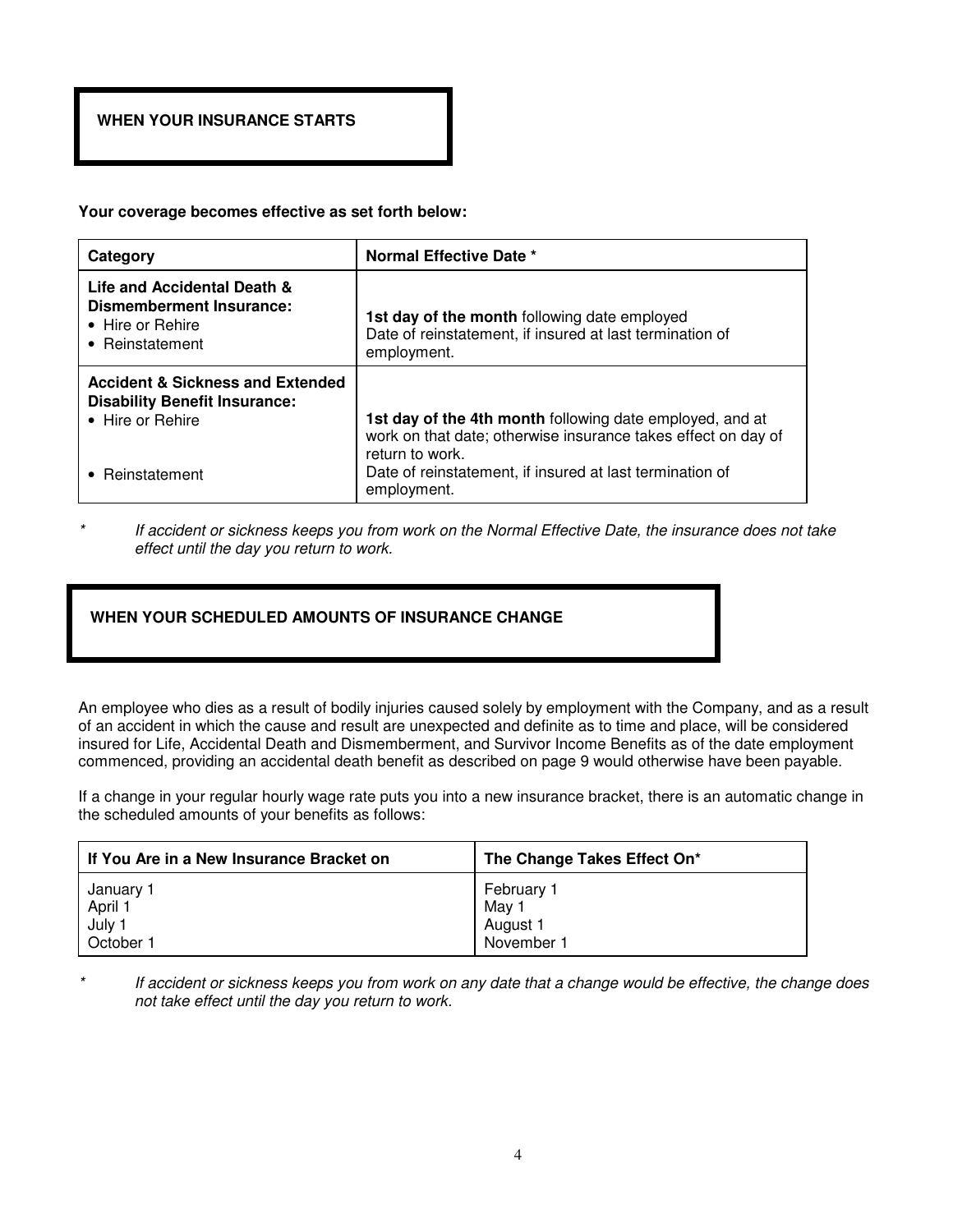## WHEN YOUR INSURANCE STARTS

**Your coverage becomes effective as set forth below:**

| Category | Normal Effective Date * |
|---|---|
| **Life and Accidental Death & Dismemberment Insurance:**<br>• Hire or Rehire<br>• Reinstatement | **1st day of the month** following date employed<br>Date of reinstatement, if insured at last termination of employment. |
| **Accident & Sickness and Extended Disability Benefit Insurance:**<br>• Hire or Rehire<br><br>• Reinstatement | **1st day of the 4th month** following date employed, and at work on that date; otherwise insurance takes effect on day of return to work.<br>Date of reinstatement, if insured at last termination of employment. |

\* *If accident or sickness keeps you from work on the Normal Effective Date, the insurance does not take effect until the day you return to work.*

## WHEN YOUR SCHEDULED AMOUNTS OF INSURANCE CHANGE

An employee who dies as a result of bodily injuries caused solely by employment with the Company, and as a result of an accident in which the cause and result are unexpected and definite as to time and place, will be considered insured for Life, Accidental Death and Dismemberment, and Survivor Income Benefits as of the date employment commenced, providing an accidental death benefit as described on page 9 would otherwise have been payable.

If a change in your regular hourly wage rate puts you into a new insurance bracket, there is an automatic change in the scheduled amounts of your benefits as follows:

| If You Are in a New Insurance Bracket on | The Change Takes Effect On* |
|---|---|
| January 1 | February 1 |
| April 1 | May 1 |
| July 1 | August 1 |
| October 1 | November 1 |

\* *If accident or sickness keeps you from work on any date that a change would be effective, the change does not take effect until the day you return to work.*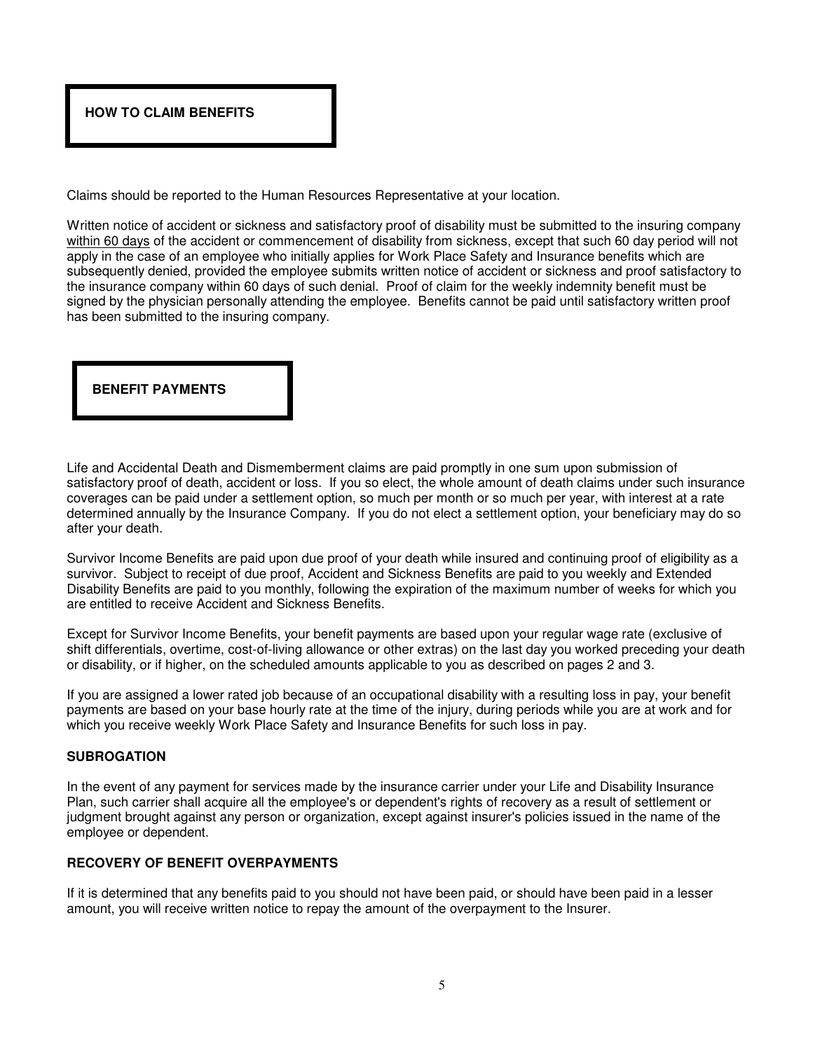## HOW TO CLAIM BENEFITS

Claims should be reported to the Human Resources Representative at your location.

Written notice of accident or sickness and satisfactory proof of disability must be submitted to the insuring company <u>within 60 days</u> of the accident or commencement of disability from sickness, except that such 60 day period will not apply in the case of an employee who initially applies for Work Place Safety and Insurance benefits which are subsequently denied, provided the employee submits written notice of accident or sickness and proof satisfactory to the insurance company within 60 days of such denial. Proof of claim for the weekly indemnity benefit must be signed by the physician personally attending the employee. Benefits cannot be paid until satisfactory written proof has been submitted to the insuring company.

## BENEFIT PAYMENTS

Life and Accidental Death and Dismemberment claims are paid promptly in one sum upon submission of satisfactory proof of death, accident or loss. If you so elect, the whole amount of death claims under such insurance coverages can be paid under a settlement option, so much per month or so much per year, with interest at a rate determined annually by the Insurance Company. If you do not elect a settlement option, your beneficiary may do so after your death.

Survivor Income Benefits are paid upon due proof of your death while insured and continuing proof of eligibility as a survivor. Subject to receipt of due proof, Accident and Sickness Benefits are paid to you weekly and Extended Disability Benefits are paid to you monthly, following the expiration of the maximum number of weeks for which you are entitled to receive Accident and Sickness Benefits.

Except for Survivor Income Benefits, your benefit payments are based upon your regular wage rate (exclusive of shift differentials, overtime, cost-of-living allowance or other extras) on the last day you worked preceding your death or disability, or if higher, on the scheduled amounts applicable to you as described on pages 2 and 3.

If you are assigned a lower rated job because of an occupational disability with a resulting loss in pay, your benefit payments are based on your base hourly rate at the time of the injury, during periods while you are at work and for which you receive weekly Work Place Safety and Insurance Benefits for such loss in pay.

### SUBROGATION

In the event of any payment for services made by the insurance carrier under your Life and Disability Insurance Plan, such carrier shall acquire all the employee's or dependent's rights of recovery as a result of settlement or judgment brought against any person or organization, except against insurer's policies issued in the name of the employee or dependent.

### RECOVERY OF BENEFIT OVERPAYMENTS

If it is determined that any benefits paid to you should not have been paid, or should have been paid in a lesser amount, you will receive written notice to repay the amount of the overpayment to the Insurer.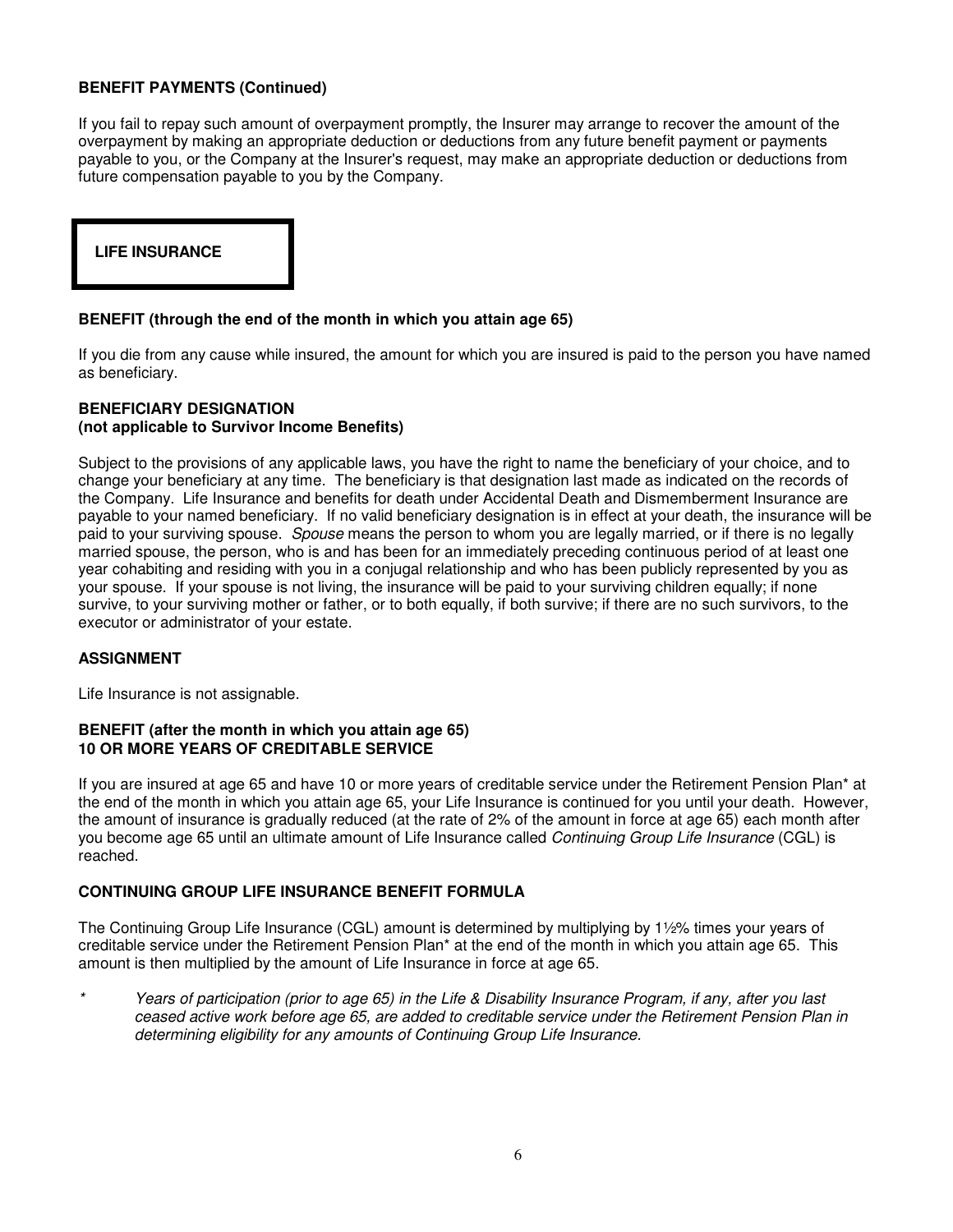**BENEFIT PAYMENTS (Continued)**

If you fail to repay such amount of overpayment promptly, the Insurer may arrange to recover the amount of the overpayment by making an appropriate deduction or deductions from any future benefit payment or payments payable to you, or the Company at the Insurer's request, may make an appropriate deduction or deductions from future compensation payable to you by the Company.

## LIFE INSURANCE

**BENEFIT (through the end of the month in which you attain age 65)**

If you die from any cause while insured, the amount for which you are insured is paid to the person you have named as beneficiary.

**BENEFICIARY DESIGNATION**
**(not applicable to Survivor Income Benefits)**

Subject to the provisions of any applicable laws, you have the right to name the beneficiary of your choice, and to change your beneficiary at any time. The beneficiary is that designation last made as indicated on the records of the Company. Life Insurance and benefits for death under Accidental Death and Dismemberment Insurance are payable to your named beneficiary. If no valid beneficiary designation is in effect at your death, the insurance will be paid to your surviving spouse. *Spouse* means the person to whom you are legally married, or if there is no legally married spouse, the person, who is and has been for an immediately preceding continuous period of at least one year cohabiting and residing with you in a conjugal relationship and who has been publicly represented by you as your spouse. If your spouse is not living, the insurance will be paid to your surviving children equally; if none survive, to your surviving mother or father, or to both equally, if both survive; if there are no such survivors, to the executor or administrator of your estate.

**ASSIGNMENT**

Life Insurance is not assignable.

**BENEFIT (after the month in which you attain age 65)**
**10 OR MORE YEARS OF CREDITABLE SERVICE**

If you are insured at age 65 and have 10 or more years of creditable service under the Retirement Pension Plan* at the end of the month in which you attain age 65, your Life Insurance is continued for you until your death. However, the amount of insurance is gradually reduced (at the rate of 2% of the amount in force at age 65) each month after you become age 65 until an ultimate amount of Life Insurance called *Continuing Group Life Insurance* (CGL) is reached.

**CONTINUING GROUP LIFE INSURANCE BENEFIT FORMULA**

The Continuing Group Life Insurance (CGL) amount is determined by multiplying by 1½% times your years of creditable service under the Retirement Pension Plan* at the end of the month in which you attain age 65. This amount is then multiplied by the amount of Life Insurance in force at age 65.

\* *Years of participation (prior to age 65) in the Life & Disability Insurance Program, if any, after you last ceased active work before age 65, are added to creditable service under the Retirement Pension Plan in determining eligibility for any amounts of Continuing Group Life Insurance.*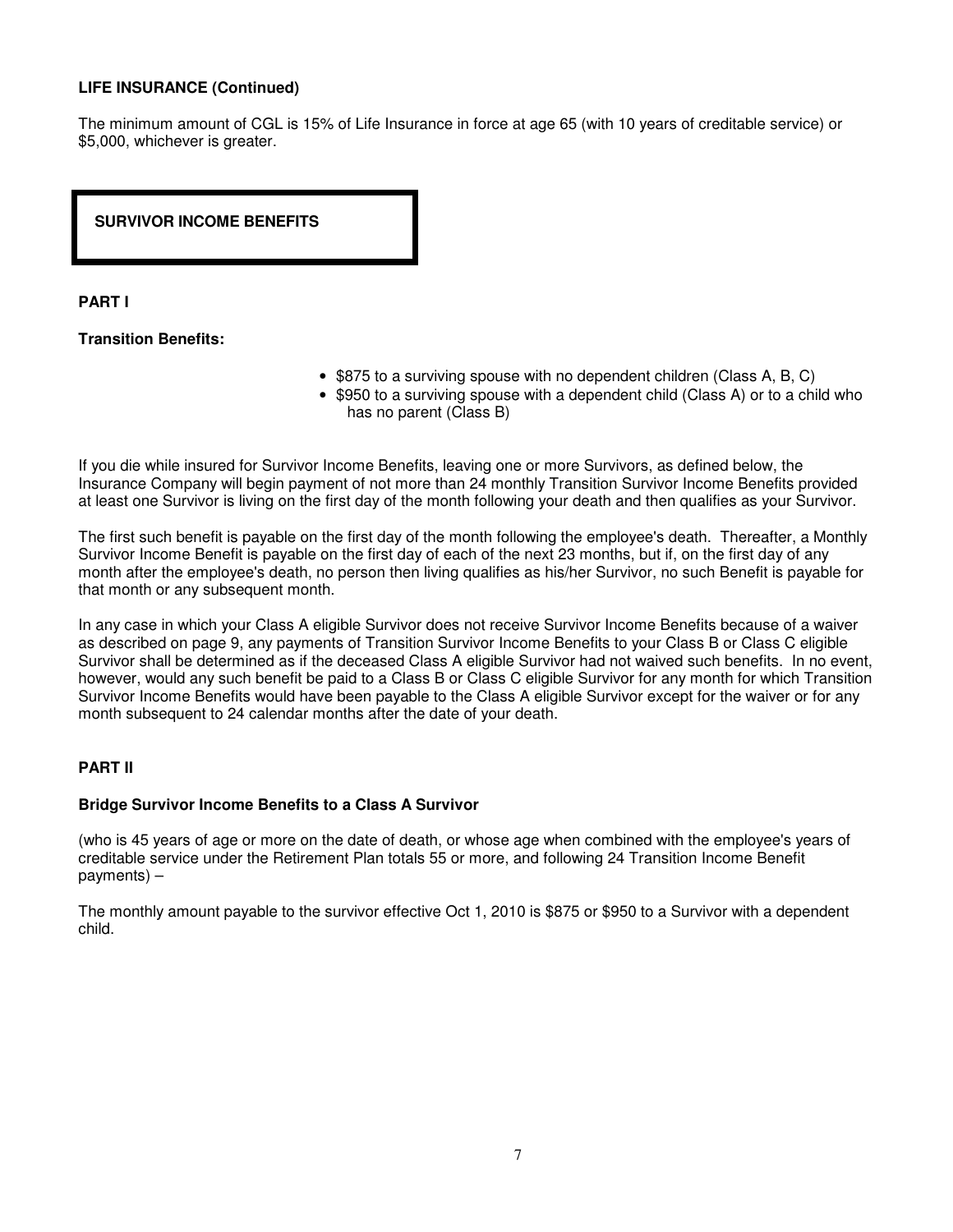**LIFE INSURANCE (Continued)**

The minimum amount of CGL is 15% of Life Insurance in force at age 65 (with 10 years of creditable service) or $5,000, whichever is greater.

## SURVIVOR INCOME BENEFITS

**PART I**

**Transition Benefits:**

- $875 to a surviving spouse with no dependent children (Class A, B, C)
- $950 to a surviving spouse with a dependent child (Class A) or to a child who has no parent (Class B)

If you die while insured for Survivor Income Benefits, leaving one or more Survivors, as defined below, the Insurance Company will begin payment of not more than 24 monthly Transition Survivor Income Benefits provided at least one Survivor is living on the first day of the month following your death and then qualifies as your Survivor.

The first such benefit is payable on the first day of the month following the employee's death. Thereafter, a Monthly Survivor Income Benefit is payable on the first day of each of the next 23 months, but if, on the first day of any month after the employee's death, no person then living qualifies as his/her Survivor, no such Benefit is payable for that month or any subsequent month.

In any case in which your Class A eligible Survivor does not receive Survivor Income Benefits because of a waiver as described on page 9, any payments of Transition Survivor Income Benefits to your Class B or Class C eligible Survivor shall be determined as if the deceased Class A eligible Survivor had not waived such benefits. In no event, however, would any such benefit be paid to a Class B or Class C eligible Survivor for any month for which Transition Survivor Income Benefits would have been payable to the Class A eligible Survivor except for the waiver or for any month subsequent to 24 calendar months after the date of your death.

**PART II**

**Bridge Survivor Income Benefits to a Class A Survivor**

(who is 45 years of age or more on the date of death, or whose age when combined with the employee's years of creditable service under the Retirement Plan totals 55 or more, and following 24 Transition Income Benefit payments) –

The monthly amount payable to the survivor effective Oct 1, 2010 is $875 or $950 to a Survivor with a dependent child.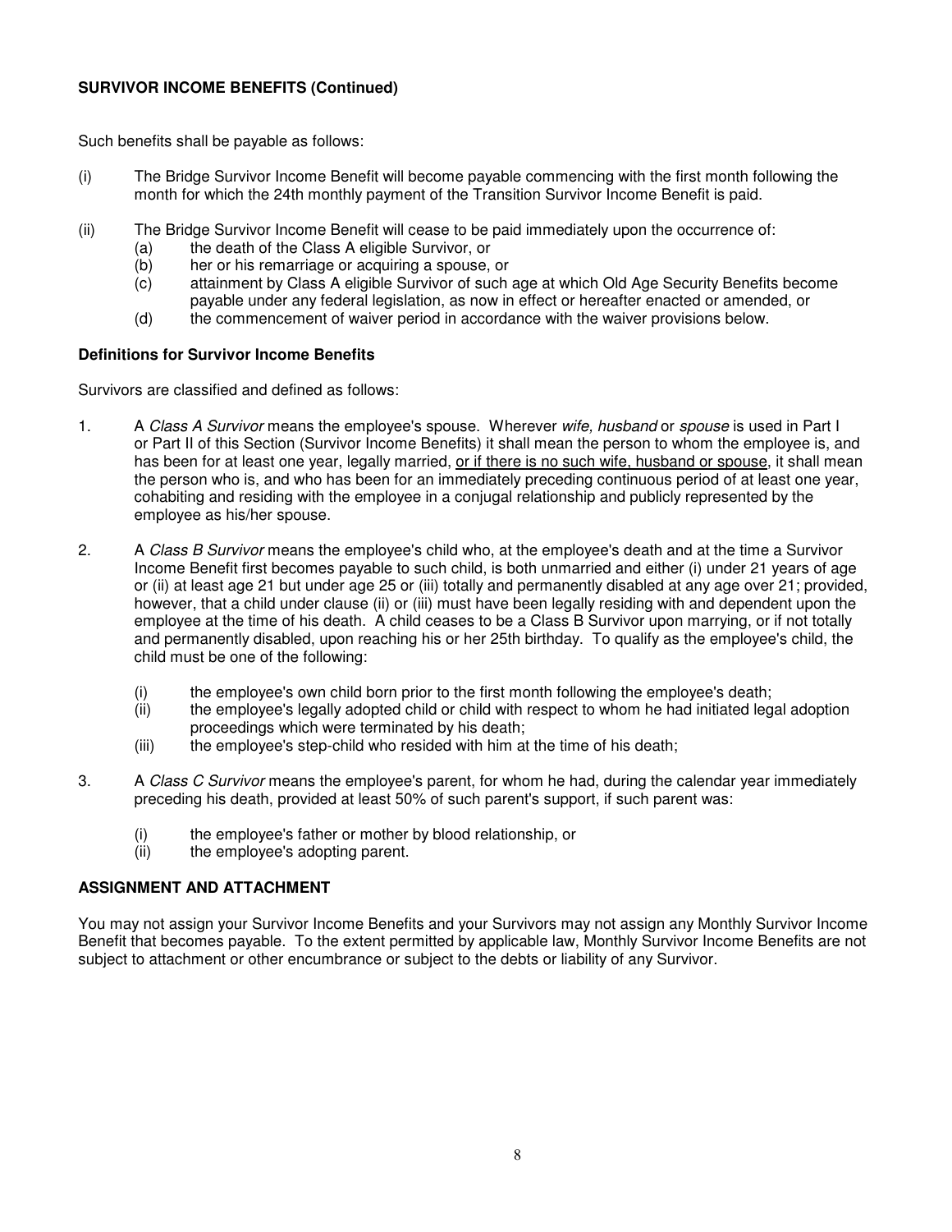**SURVIVOR INCOME BENEFITS (Continued)**

Such benefits shall be payable as follows:

(i) The Bridge Survivor Income Benefit will become payable commencing with the first month following the month for which the 24th monthly payment of the Transition Survivor Income Benefit is paid.

(ii) The Bridge Survivor Income Benefit will cease to be paid immediately upon the occurrence of:
  - (a) the death of the Class A eligible Survivor, or
  - (b) her or his remarriage or acquiring a spouse, or
  - (c) attainment by Class A eligible Survivor of such age at which Old Age Security Benefits become payable under any federal legislation, as now in effect or hereafter enacted or amended, or
  - (d) the commencement of waiver period in accordance with the waiver provisions below.

### Definitions for Survivor Income Benefits

Survivors are classified and defined as follows:

1. A *Class A Survivor* means the employee's spouse. Wherever *wife, husband* or *spouse* is used in Part I or Part II of this Section (Survivor Income Benefits) it shall mean the person to whom the employee is, and has been for at least one year, legally married, <u>or if there is no such wife, husband or spouse</u>, it shall mean the person who is, and who has been for an immediately preceding continuous period of at least one year, cohabiting and residing with the employee in a conjugal relationship and publicly represented by the employee as his/her spouse.

2. A *Class B Survivor* means the employee's child who, at the employee's death and at the time a Survivor Income Benefit first becomes payable to such child, is both unmarried and either (i) under 21 years of age or (ii) at least age 21 but under age 25 or (iii) totally and permanently disabled at any age over 21; provided, however, that a child under clause (ii) or (iii) must have been legally residing with and dependent upon the employee at the time of his death. A child ceases to be a Class B Survivor upon marrying, or if not totally and permanently disabled, upon reaching his or her 25th birthday. To qualify as the employee's child, the child must be one of the following:
   - (i) the employee's own child born prior to the first month following the employee's death;
   - (ii) the employee's legally adopted child or child with respect to whom he had initiated legal adoption proceedings which were terminated by his death;
   - (iii) the employee's step-child who resided with him at the time of his death;

3. A *Class C Survivor* means the employee's parent, for whom he had, during the calendar year immediately preceding his death, provided at least 50% of such parent's support, if such parent was:
   - (i) the employee's father or mother by blood relationship, or
   - (ii) the employee's adopting parent.

**ASSIGNMENT AND ATTACHMENT**

You may not assign your Survivor Income Benefits and your Survivors may not assign any Monthly Survivor Income Benefit that becomes payable. To the extent permitted by applicable law, Monthly Survivor Income Benefits are not subject to attachment or other encumbrance or subject to the debts or liability of any Survivor.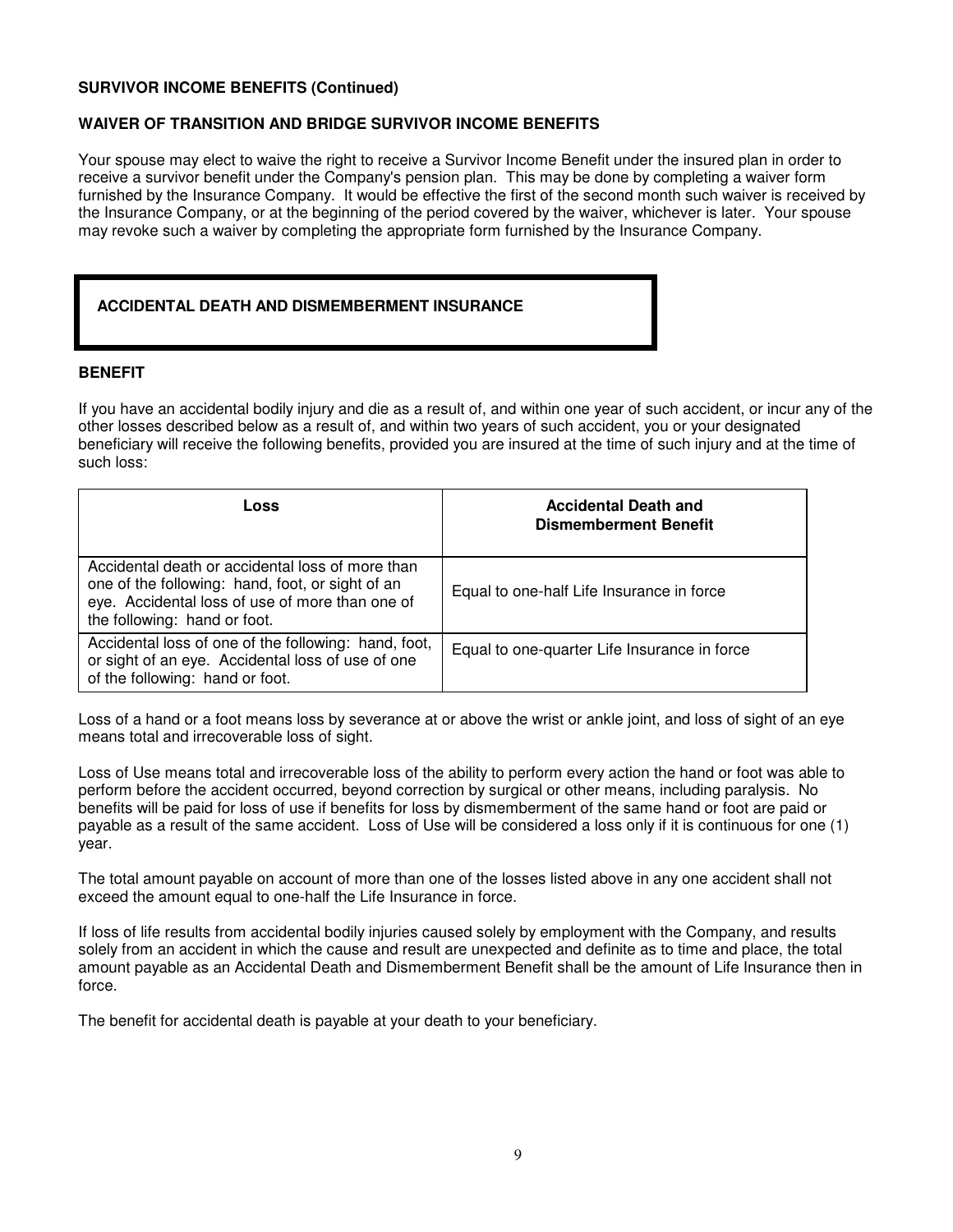**SURVIVOR INCOME BENEFITS (Continued)**

**WAIVER OF TRANSITION AND BRIDGE SURVIVOR INCOME BENEFITS**

Your spouse may elect to waive the right to receive a Survivor Income Benefit under the insured plan in order to receive a survivor benefit under the Company's pension plan. This may be done by completing a waiver form furnished by the Insurance Company. It would be effective the first of the second month such waiver is received by the Insurance Company, or at the beginning of the period covered by the waiver, whichever is later. Your spouse may revoke such a waiver by completing the appropriate form furnished by the Insurance Company.

## ACCIDENTAL DEATH AND DISMEMBERMENT INSURANCE

**BENEFIT**

If you have an accidental bodily injury and die as a result of, and within one year of such accident, or incur any of the other losses described below as a result of, and within two years of such accident, you or your designated beneficiary will receive the following benefits, provided you are insured at the time of such injury and at the time of such loss:

| Loss | Accidental Death and Dismemberment Benefit |
|---|---|
| Accidental death or accidental loss of more than one of the following: hand, foot, or sight of an eye. Accidental loss of use of more than one of the following: hand or foot. | Equal to one-half Life Insurance in force |
| Accidental loss of one of the following: hand, foot, or sight of an eye. Accidental loss of use of one of the following: hand or foot. | Equal to one-quarter Life Insurance in force |

Loss of a hand or a foot means loss by severance at or above the wrist or ankle joint, and loss of sight of an eye means total and irrecoverable loss of sight.

Loss of Use means total and irrecoverable loss of the ability to perform every action the hand or foot was able to perform before the accident occurred, beyond correction by surgical or other means, including paralysis. No benefits will be paid for loss of use if benefits for loss by dismemberment of the same hand or foot are paid or payable as a result of the same accident. Loss of Use will be considered a loss only if it is continuous for one (1) year.

The total amount payable on account of more than one of the losses listed above in any one accident shall not exceed the amount equal to one-half the Life Insurance in force.

If loss of life results from accidental bodily injuries caused solely by employment with the Company, and results solely from an accident in which the cause and result are unexpected and definite as to time and place, the total amount payable as an Accidental Death and Dismemberment Benefit shall be the amount of Life Insurance then in force.

The benefit for accidental death is payable at your death to your beneficiary.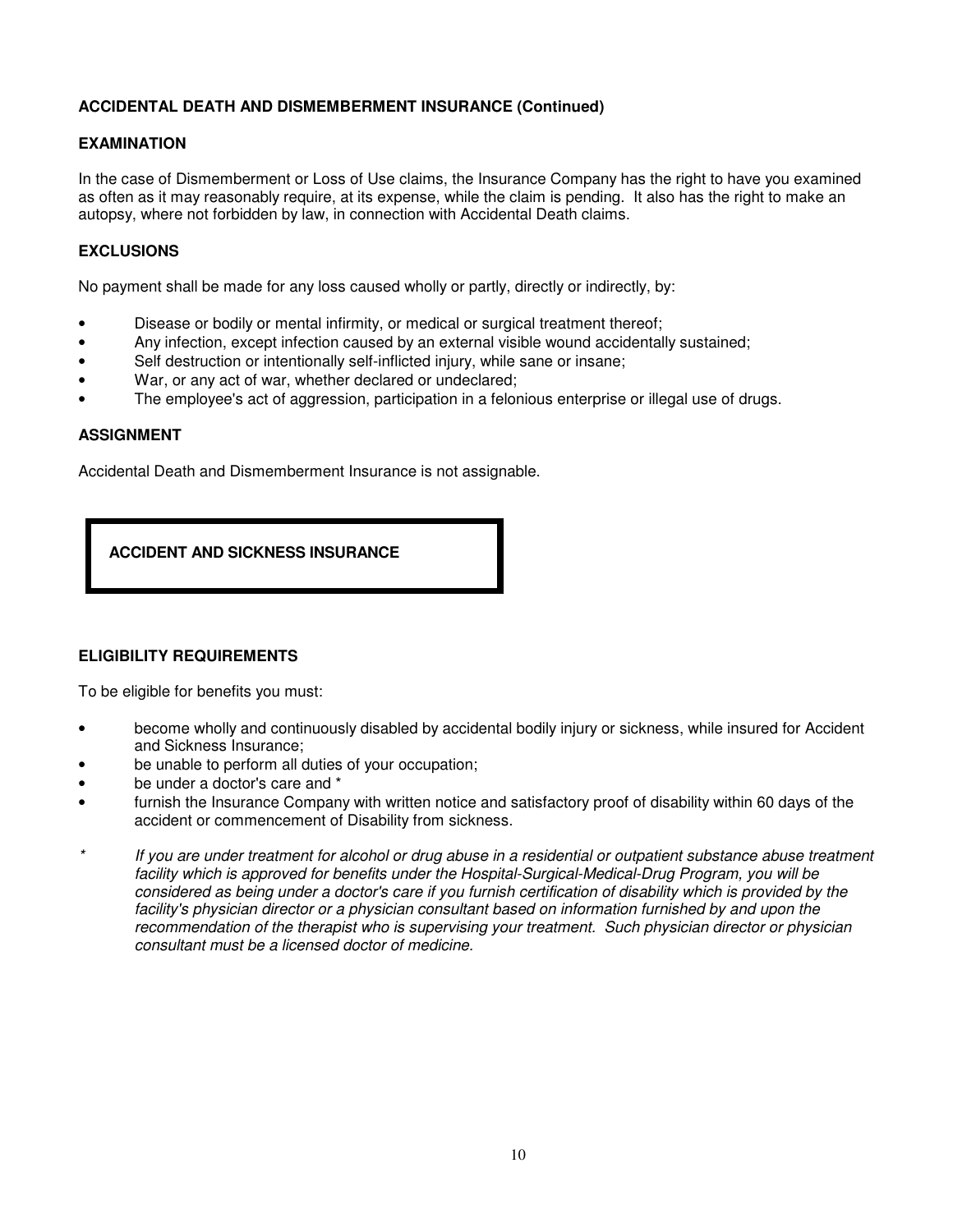**ACCIDENTAL DEATH AND DISMEMBERMENT INSURANCE (Continued)**

**EXAMINATION**

In the case of Dismemberment or Loss of Use claims, the Insurance Company has the right to have you examined as often as it may reasonably require, at its expense, while the claim is pending. It also has the right to make an autopsy, where not forbidden by law, in connection with Accidental Death claims.

**EXCLUSIONS**

No payment shall be made for any loss caused wholly or partly, directly or indirectly, by:

- Disease or bodily or mental infirmity, or medical or surgical treatment thereof;
- Any infection, except infection caused by an external visible wound accidentally sustained;
- Self destruction or intentionally self-inflicted injury, while sane or insane;
- War, or any act of war, whether declared or undeclared;
- The employee's act of aggression, participation in a felonious enterprise or illegal use of drugs.

**ASSIGNMENT**

Accidental Death and Dismemberment Insurance is not assignable.

## ACCIDENT AND SICKNESS INSURANCE

**ELIGIBILITY REQUIREMENTS**

To be eligible for benefits you must:

- become wholly and continuously disabled by accidental bodily injury or sickness, while insured for Accident and Sickness Insurance;
- be unable to perform all duties of your occupation;
- be under a doctor's care and *
- furnish the Insurance Company with written notice and satisfactory proof of disability within 60 days of the accident or commencement of Disability from sickness.

\* *If you are under treatment for alcohol or drug abuse in a residential or outpatient substance abuse treatment facility which is approved for benefits under the Hospital-Surgical-Medical-Drug Program, you will be considered as being under a doctor's care if you furnish certification of disability which is provided by the facility's physician director or a physician consultant based on information furnished by and upon the recommendation of the therapist who is supervising your treatment. Such physician director or physician consultant must be a licensed doctor of medicine.*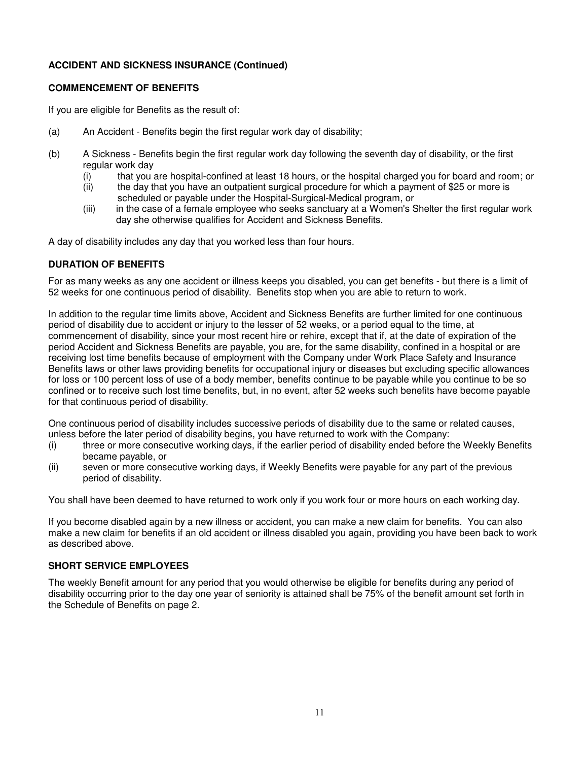**ACCIDENT AND SICKNESS INSURANCE (Continued)**

**COMMENCEMENT OF BENEFITS**

If you are eligible for Benefits as the result of:

(a) An Accident - Benefits begin the first regular work day of disability;

(b) A Sickness - Benefits begin the first regular work day following the seventh day of disability, or the first regular work day
   - (i) that you are hospital-confined at least 18 hours, or the hospital charged you for board and room; or
   - (ii) the day that you have an outpatient surgical procedure for which a payment of $25 or more is scheduled or payable under the Hospital-Surgical-Medical program, or
   - (iii) in the case of a female employee who seeks sanctuary at a Women's Shelter the first regular work day she otherwise qualifies for Accident and Sickness Benefits.

A day of disability includes any day that you worked less than four hours.

**DURATION OF BENEFITS**

For as many weeks as any one accident or illness keeps you disabled, you can get benefits - but there is a limit of 52 weeks for one continuous period of disability. Benefits stop when you are able to return to work.

In addition to the regular time limits above, Accident and Sickness Benefits are further limited for one continuous period of disability due to accident or injury to the lesser of 52 weeks, or a period equal to the time, at commencement of disability, since your most recent hire or rehire, except that if, at the date of expiration of the period Accident and Sickness Benefits are payable, you are, for the same disability, confined in a hospital or are receiving lost time benefits because of employment with the Company under Work Place Safety and Insurance Benefits laws or other laws providing benefits for occupational injury or diseases but excluding specific allowances for loss or 100 percent loss of use of a body member, benefits continue to be payable while you continue to be so confined or to receive such lost time benefits, but, in no event, after 52 weeks such benefits have become payable for that continuous period of disability.

One continuous period of disability includes successive periods of disability due to the same or related causes, unless before the later period of disability begins, you have returned to work with the Company:

(i) three or more consecutive working days, if the earlier period of disability ended before the Weekly Benefits became payable, or

(ii) seven or more consecutive working days, if Weekly Benefits were payable for any part of the previous period of disability.

You shall have been deemed to have returned to work only if you work four or more hours on each working day.

If you become disabled again by a new illness or accident, you can make a new claim for benefits. You can also make a new claim for benefits if an old accident or illness disabled you again, providing you have been back to work as described above.

**SHORT SERVICE EMPLOYEES**

The weekly Benefit amount for any period that you would otherwise be eligible for benefits during any period of disability occurring prior to the day one year of seniority is attained shall be 75% of the benefit amount set forth in the Schedule of Benefits on page 2.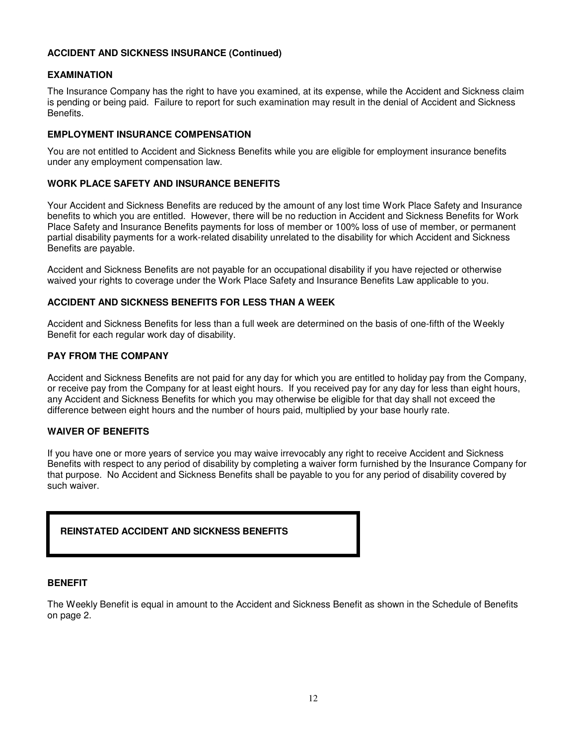**ACCIDENT AND SICKNESS INSURANCE (Continued)**

**EXAMINATION**

The Insurance Company has the right to have you examined, at its expense, while the Accident and Sickness claim is pending or being paid. Failure to report for such examination may result in the denial of Accident and Sickness Benefits.

**EMPLOYMENT INSURANCE COMPENSATION**

You are not entitled to Accident and Sickness Benefits while you are eligible for employment insurance benefits under any employment compensation law.

**WORK PLACE SAFETY AND INSURANCE BENEFITS**

Your Accident and Sickness Benefits are reduced by the amount of any lost time Work Place Safety and Insurance benefits to which you are entitled. However, there will be no reduction in Accident and Sickness Benefits for Work Place Safety and Insurance Benefits payments for loss of member or 100% loss of use of member, or permanent partial disability payments for a work-related disability unrelated to the disability for which Accident and Sickness Benefits are payable.

Accident and Sickness Benefits are not payable for an occupational disability if you have rejected or otherwise waived your rights to coverage under the Work Place Safety and Insurance Benefits Law applicable to you.

**ACCIDENT AND SICKNESS BENEFITS FOR LESS THAN A WEEK**

Accident and Sickness Benefits for less than a full week are determined on the basis of one-fifth of the Weekly Benefit for each regular work day of disability.

**PAY FROM THE COMPANY**

Accident and Sickness Benefits are not paid for any day for which you are entitled to holiday pay from the Company, or receive pay from the Company for at least eight hours. If you received pay for any day for less than eight hours, any Accident and Sickness Benefits for which you may otherwise be eligible for that day shall not exceed the difference between eight hours and the number of hours paid, multiplied by your base hourly rate.

**WAIVER OF BENEFITS**

If you have one or more years of service you may waive irrevocably any right to receive Accident and Sickness Benefits with respect to any period of disability by completing a waiver form furnished by the Insurance Company for that purpose. No Accident and Sickness Benefits shall be payable to you for any period of disability covered by such waiver.

## REINSTATED ACCIDENT AND SICKNESS BENEFITS

**BENEFIT**

The Weekly Benefit is equal in amount to the Accident and Sickness Benefit as shown in the Schedule of Benefits on page 2.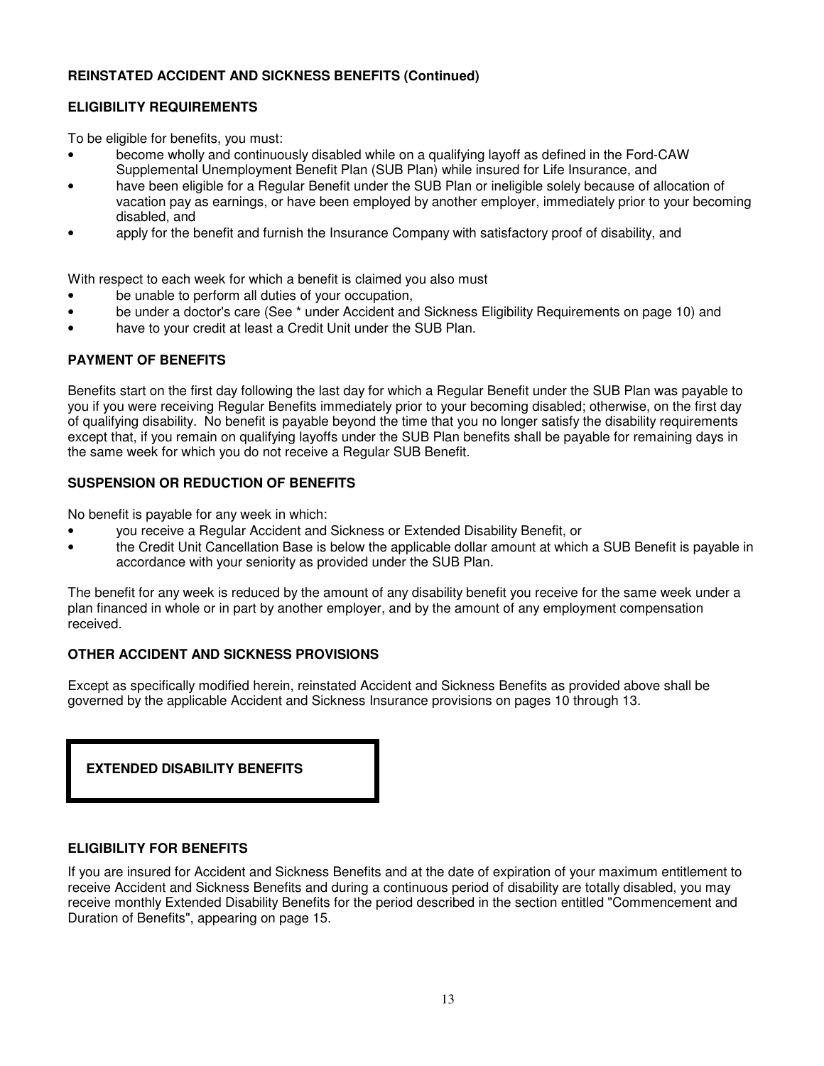**REINSTATED ACCIDENT AND SICKNESS BENEFITS (Continued)**

**ELIGIBILITY REQUIREMENTS**

To be eligible for benefits, you must:

- become wholly and continuously disabled while on a qualifying layoff as defined in the Ford-CAW Supplemental Unemployment Benefit Plan (SUB Plan) while insured for Life Insurance, and
- have been eligible for a Regular Benefit under the SUB Plan or ineligible solely because of allocation of vacation pay as earnings, or have been employed by another employer, immediately prior to your becoming disabled, and
- apply for the benefit and furnish the Insurance Company with satisfactory proof of disability, and

With respect to each week for which a benefit is claimed you also must

- be unable to perform all duties of your occupation,
- be under a doctor's care (See * under Accident and Sickness Eligibility Requirements on page 10) and
- have to your credit at least a Credit Unit under the SUB Plan.

**PAYMENT OF BENEFITS**

Benefits start on the first day following the last day for which a Regular Benefit under the SUB Plan was payable to you if you were receiving Regular Benefits immediately prior to your becoming disabled; otherwise, on the first day of qualifying disability. No benefit is payable beyond the time that you no longer satisfy the disability requirements except that, if you remain on qualifying layoffs under the SUB Plan benefits shall be payable for remaining days in the same week for which you do not receive a Regular SUB Benefit.

**SUSPENSION OR REDUCTION OF BENEFITS**

No benefit is payable for any week in which:

- you receive a Regular Accident and Sickness or Extended Disability Benefit, or
- the Credit Unit Cancellation Base is below the applicable dollar amount at which a SUB Benefit is payable in accordance with your seniority as provided under the SUB Plan.

The benefit for any week is reduced by the amount of any disability benefit you receive for the same week under a plan financed in whole or in part by another employer, and by the amount of any employment compensation received.

**OTHER ACCIDENT AND SICKNESS PROVISIONS**

Except as specifically modified herein, reinstated Accident and Sickness Benefits as provided above shall be governed by the applicable Accident and Sickness Insurance provisions on pages 10 through 13.

## EXTENDED DISABILITY BENEFITS

**ELIGIBILITY FOR BENEFITS**

If you are insured for Accident and Sickness Benefits and at the date of expiration of your maximum entitlement to receive Accident and Sickness Benefits and during a continuous period of disability are totally disabled, you may receive monthly Extended Disability Benefits for the period described in the section entitled "Commencement and Duration of Benefits", appearing on page 15.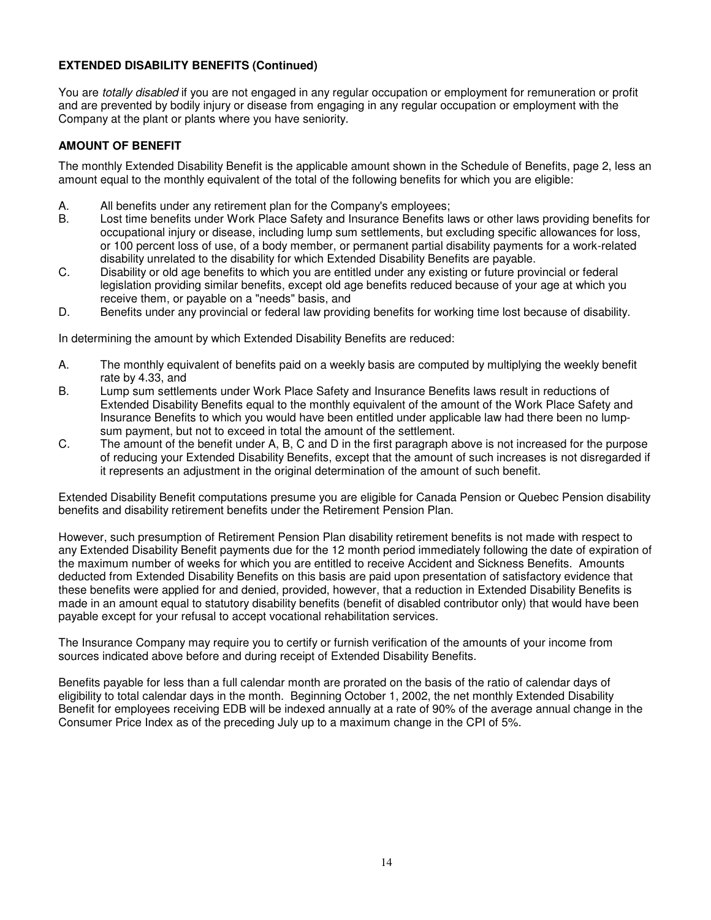**EXTENDED DISABILITY BENEFITS (Continued)**

You are *totally disabled* if you are not engaged in any regular occupation or employment for remuneration or profit and are prevented by bodily injury or disease from engaging in any regular occupation or employment with the Company at the plant or plants where you have seniority.

**AMOUNT OF BENEFIT**

The monthly Extended Disability Benefit is the applicable amount shown in the Schedule of Benefits, page 2, less an amount equal to the monthly equivalent of the total of the following benefits for which you are eligible:

A. All benefits under any retirement plan for the Company's employees;

B. Lost time benefits under Work Place Safety and Insurance Benefits laws or other laws providing benefits for occupational injury or disease, including lump sum settlements, but excluding specific allowances for loss, or 100 percent loss of use, of a body member, or permanent partial disability payments for a work-related disability unrelated to the disability for which Extended Disability Benefits are payable.

C. Disability or old age benefits to which you are entitled under any existing or future provincial or federal legislation providing similar benefits, except old age benefits reduced because of your age at which you receive them, or payable on a "needs" basis, and

D. Benefits under any provincial or federal law providing benefits for working time lost because of disability.

In determining the amount by which Extended Disability Benefits are reduced:

A. The monthly equivalent of benefits paid on a weekly basis are computed by multiplying the weekly benefit rate by 4.33, and

B. Lump sum settlements under Work Place Safety and Insurance Benefits laws result in reductions of Extended Disability Benefits equal to the monthly equivalent of the amount of the Work Place Safety and Insurance Benefits to which you would have been entitled under applicable law had there been no lump-sum payment, but not to exceed in total the amount of the settlement.

C. The amount of the benefit under A, B, C and D in the first paragraph above is not increased for the purpose of reducing your Extended Disability Benefits, except that the amount of such increases is not disregarded if it represents an adjustment in the original determination of the amount of such benefit.

Extended Disability Benefit computations presume you are eligible for Canada Pension or Quebec Pension disability benefits and disability retirement benefits under the Retirement Pension Plan.

However, such presumption of Retirement Pension Plan disability retirement benefits is not made with respect to any Extended Disability Benefit payments due for the 12 month period immediately following the date of expiration of the maximum number of weeks for which you are entitled to receive Accident and Sickness Benefits. Amounts deducted from Extended Disability Benefits on this basis are paid upon presentation of satisfactory evidence that these benefits were applied for and denied, provided, however, that a reduction in Extended Disability Benefits is made in an amount equal to statutory disability benefits (benefit of disabled contributor only) that would have been payable except for your refusal to accept vocational rehabilitation services.

The Insurance Company may require you to certify or furnish verification of the amounts of your income from sources indicated above before and during receipt of Extended Disability Benefits.

Benefits payable for less than a full calendar month are prorated on the basis of the ratio of calendar days of eligibility to total calendar days in the month. Beginning October 1, 2002, the net monthly Extended Disability Benefit for employees receiving EDB will be indexed annually at a rate of 90% of the average annual change in the Consumer Price Index as of the preceding July up to a maximum change in the CPI of 5%.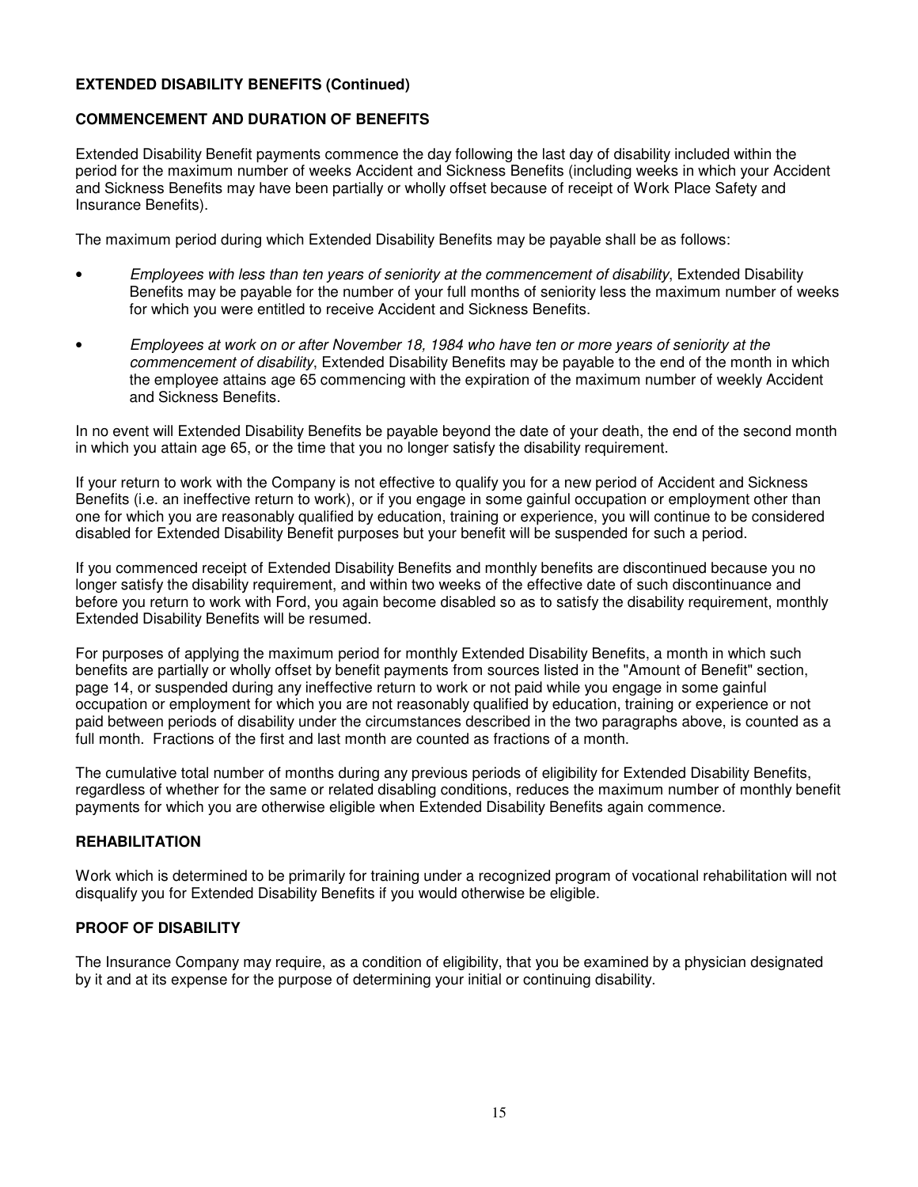**EXTENDED DISABILITY BENEFITS (Continued)**

**COMMENCEMENT AND DURATION OF BENEFITS**

Extended Disability Benefit payments commence the day following the last day of disability included within the period for the maximum number of weeks Accident and Sickness Benefits (including weeks in which your Accident and Sickness Benefits may have been partially or wholly offset because of receipt of Work Place Safety and Insurance Benefits).

The maximum period during which Extended Disability Benefits may be payable shall be as follows:

- *Employees with less than ten years of seniority at the commencement of disability*, Extended Disability Benefits may be payable for the number of your full months of seniority less the maximum number of weeks for which you were entitled to receive Accident and Sickness Benefits.
- *Employees at work on or after November 18, 1984 who have ten or more years of seniority at the commencement of disability*, Extended Disability Benefits may be payable to the end of the month in which the employee attains age 65 commencing with the expiration of the maximum number of weekly Accident and Sickness Benefits.

In no event will Extended Disability Benefits be payable beyond the date of your death, the end of the second month in which you attain age 65, or the time that you no longer satisfy the disability requirement.

If your return to work with the Company is not effective to qualify you for a new period of Accident and Sickness Benefits (i.e. an ineffective return to work), or if you engage in some gainful occupation or employment other than one for which you are reasonably qualified by education, training or experience, you will continue to be considered disabled for Extended Disability Benefit purposes but your benefit will be suspended for such a period.

If you commenced receipt of Extended Disability Benefits and monthly benefits are discontinued because you no longer satisfy the disability requirement, and within two weeks of the effective date of such discontinuance and before you return to work with Ford, you again become disabled so as to satisfy the disability requirement, monthly Extended Disability Benefits will be resumed.

For purposes of applying the maximum period for monthly Extended Disability Benefits, a month in which such benefits are partially or wholly offset by benefit payments from sources listed in the "Amount of Benefit" section, page 14, or suspended during any ineffective return to work or not paid while you engage in some gainful occupation or employment for which you are not reasonably qualified by education, training or experience or not paid between periods of disability under the circumstances described in the two paragraphs above, is counted as a full month. Fractions of the first and last month are counted as fractions of a month.

The cumulative total number of months during any previous periods of eligibility for Extended Disability Benefits, regardless of whether for the same or related disabling conditions, reduces the maximum number of monthly benefit payments for which you are otherwise eligible when Extended Disability Benefits again commence.

**REHABILITATION**

Work which is determined to be primarily for training under a recognized program of vocational rehabilitation will not disqualify you for Extended Disability Benefits if you would otherwise be eligible.

**PROOF OF DISABILITY**

The Insurance Company may require, as a condition of eligibility, that you be examined by a physician designated by it and at its expense for the purpose of determining your initial or continuing disability.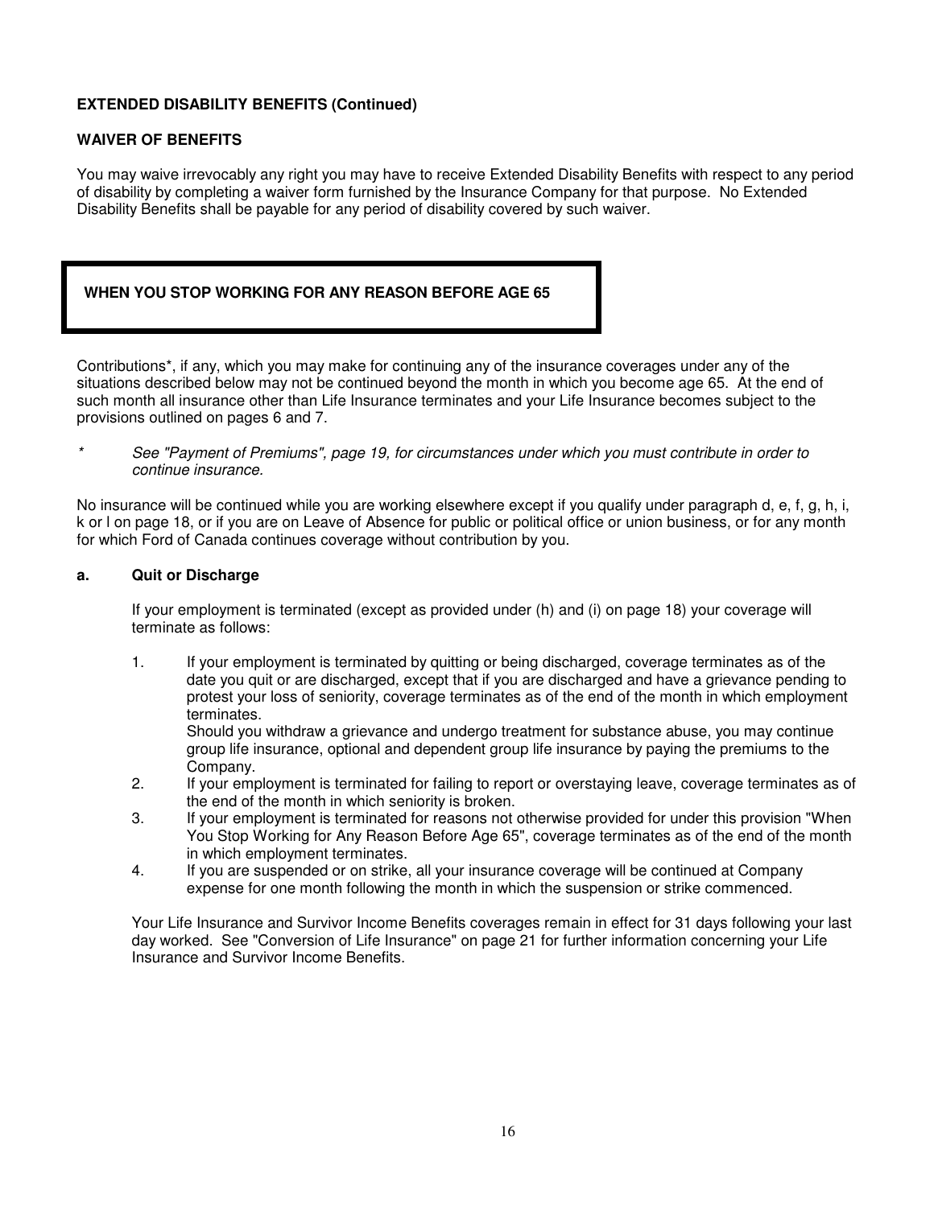**EXTENDED DISABILITY BENEFITS (Continued)**

**WAIVER OF BENEFITS**

You may waive irrevocably any right you may have to receive Extended Disability Benefits with respect to any period of disability by completing a waiver form furnished by the Insurance Company for that purpose. No Extended Disability Benefits shall be payable for any period of disability covered by such waiver.

## WHEN YOU STOP WORKING FOR ANY REASON BEFORE AGE 65

Contributions*, if any, which you may make for continuing any of the insurance coverages under any of the situations described below may not be continued beyond the month in which you become age 65. At the end of such month all insurance other than Life Insurance terminates and your Life Insurance becomes subject to the provisions outlined on pages 6 and 7.

\* *See "Payment of Premiums", page 19, for circumstances under which you must contribute in order to continue insurance.*

No insurance will be continued while you are working elsewhere except if you qualify under paragraph d, e, f, g, h, i, k or l on page 18, or if you are on Leave of Absence for public or political office or union business, or for any month for which Ford of Canada continues coverage without contribution by you.

**a. Quit or Discharge**

If your employment is terminated (except as provided under (h) and (i) on page 18) your coverage will terminate as follows:

1. If your employment is terminated by quitting or being discharged, coverage terminates as of the date you quit or are discharged, except that if you are discharged and have a grievance pending to protest your loss of seniority, coverage terminates as of the end of the month in which employment terminates.
   Should you withdraw a grievance and undergo treatment for substance abuse, you may continue group life insurance, optional and dependent group life insurance by paying the premiums to the Company.
2. If your employment is terminated for failing to report or overstaying leave, coverage terminates as of the end of the month in which seniority is broken.
3. If your employment is terminated for reasons not otherwise provided for under this provision "When You Stop Working for Any Reason Before Age 65", coverage terminates as of the end of the month in which employment terminates.
4. If you are suspended or on strike, all your insurance coverage will be continued at Company expense for one month following the month in which the suspension or strike commenced.

Your Life Insurance and Survivor Income Benefits coverages remain in effect for 31 days following your last day worked. See "Conversion of Life Insurance" on page 21 for further information concerning your Life Insurance and Survivor Income Benefits.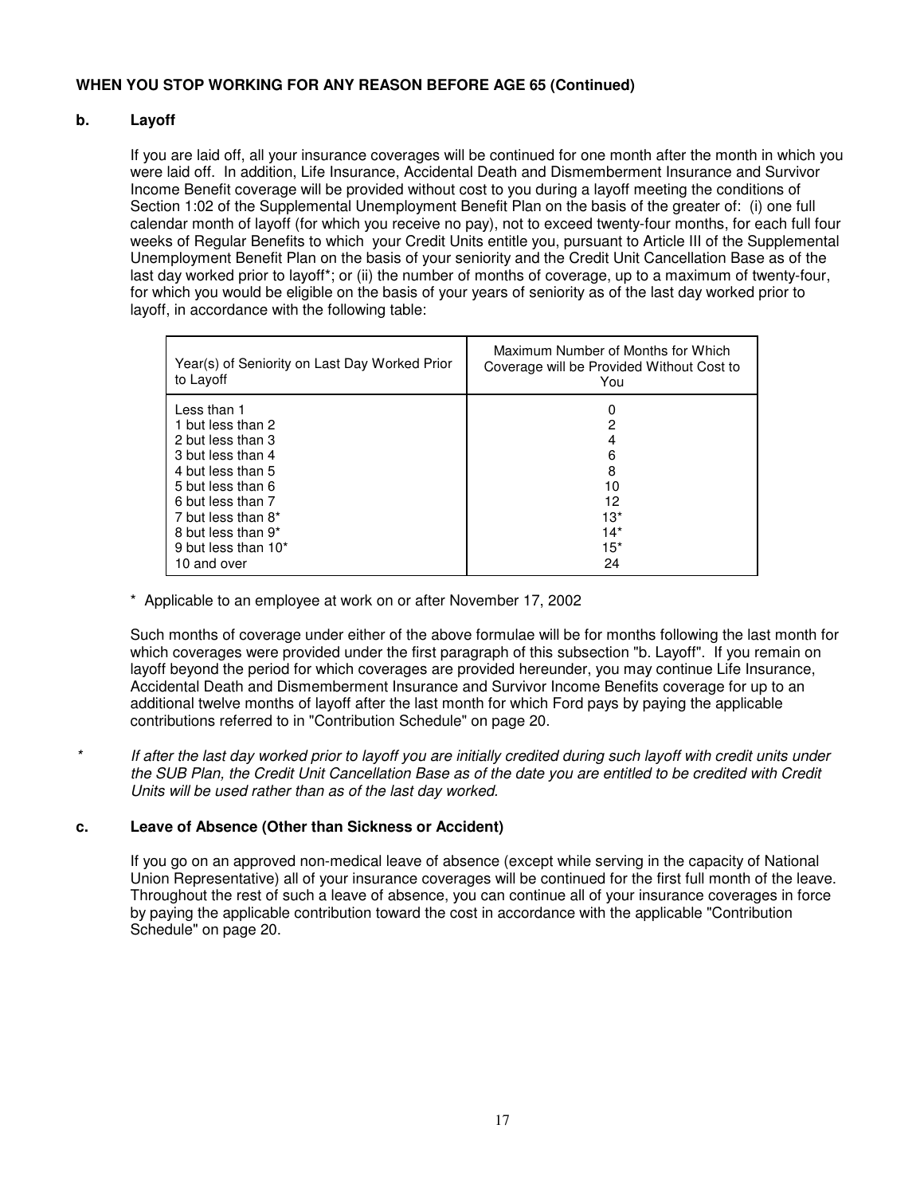**WHEN YOU STOP WORKING FOR ANY REASON BEFORE AGE 65 (Continued)**

**b. Layoff**

If you are laid off, all your insurance coverages will be continued for one month after the month in which you were laid off. In addition, Life Insurance, Accidental Death and Dismemberment Insurance and Survivor Income Benefit coverage will be provided without cost to you during a layoff meeting the conditions of Section 1:02 of the Supplemental Unemployment Benefit Plan on the basis of the greater of: (i) one full calendar month of layoff (for which you receive no pay), not to exceed twenty-four months, for each full four weeks of Regular Benefits to which your Credit Units entitle you, pursuant to Article III of the Supplemental Unemployment Benefit Plan on the basis of your seniority and the Credit Unit Cancellation Base as of the last day worked prior to layoff*; or (ii) the number of months of coverage, up to a maximum of twenty-four, for which you would be eligible on the basis of your years of seniority as of the last day worked prior to layoff, in accordance with the following table:

| Year(s) of Seniority on Last Day Worked Prior to Layoff | Maximum Number of Months for Which Coverage will be Provided Without Cost to You |
|---|---|
| Less than 1 | 0 |
| 1 but less than 2 | 2 |
| 2 but less than 3 | 4 |
| 3 but less than 4 | 6 |
| 4 but less than 5 | 8 |
| 5 but less than 6 | 10 |
| 6 but less than 7 | 12 |
| 7 but less than 8* | 13* |
| 8 but less than 9* | 14* |
| 9 but less than 10* | 15* |
| 10 and over | 24 |

\* Applicable to an employee at work on or after November 17, 2002

Such months of coverage under either of the above formulae will be for months following the last month for which coverages were provided under the first paragraph of this subsection "b. Layoff". If you remain on layoff beyond the period for which coverages are provided hereunder, you may continue Life Insurance, Accidental Death and Dismemberment Insurance and Survivor Income Benefits coverage for up to an additional twelve months of layoff after the last month for which Ford pays by paying the applicable contributions referred to in "Contribution Schedule" on page 20.

\* *If after the last day worked prior to layoff you are initially credited during such layoff with credit units under the SUB Plan, the Credit Unit Cancellation Base as of the date you are entitled to be credited with Credit Units will be used rather than as of the last day worked.*

**c. Leave of Absence (Other than Sickness or Accident)**

If you go on an approved non-medical leave of absence (except while serving in the capacity of National Union Representative) all of your insurance coverages will be continued for the first full month of the leave. Throughout the rest of such a leave of absence, you can continue all of your insurance coverages in force by paying the applicable contribution toward the cost in accordance with the applicable "Contribution Schedule" on page 20.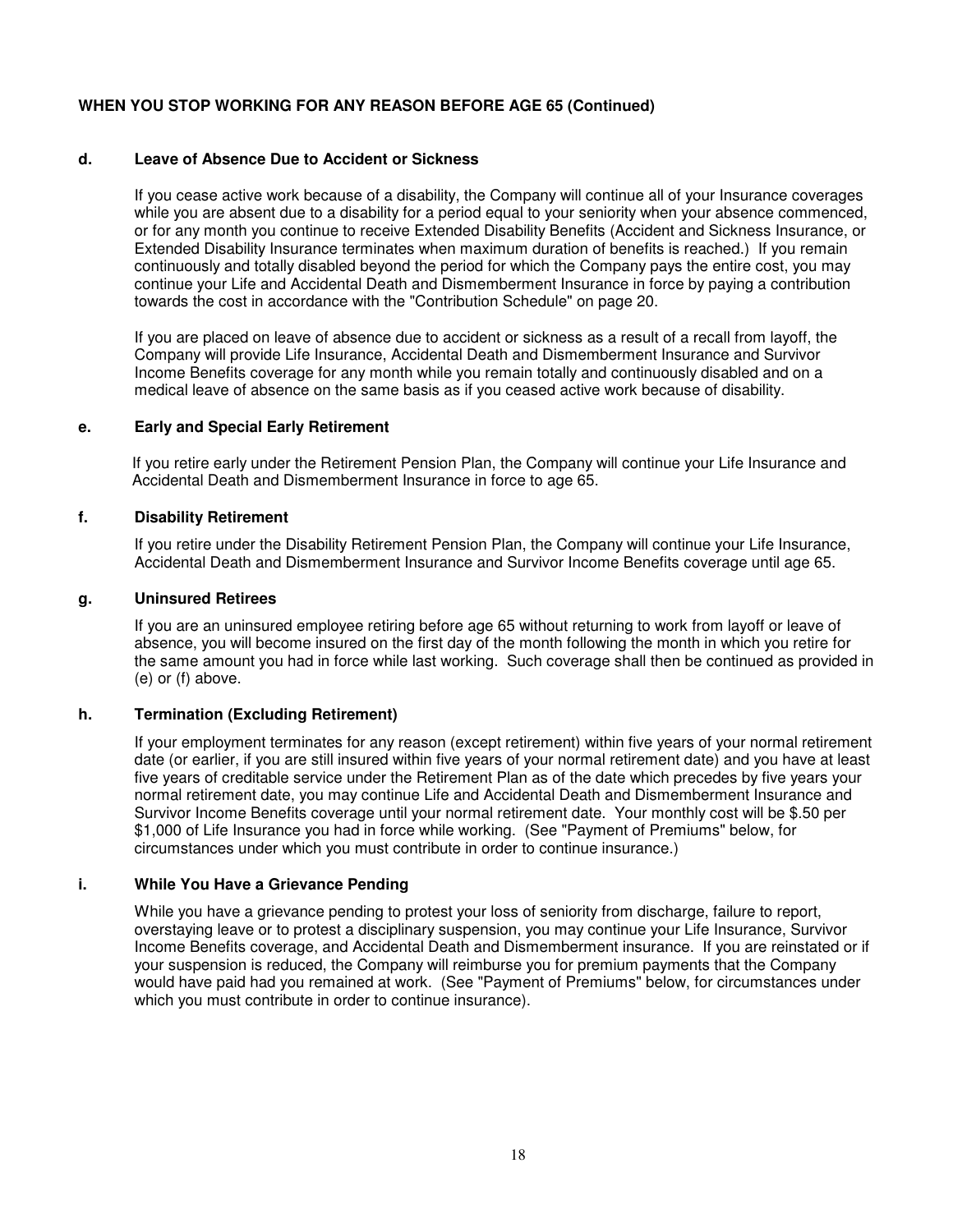**WHEN YOU STOP WORKING FOR ANY REASON BEFORE AGE 65 (Continued)**

**d. Leave of Absence Due to Accident or Sickness**

If you cease active work because of a disability, the Company will continue all of your Insurance coverages while you are absent due to a disability for a period equal to your seniority when your absence commenced, or for any month you continue to receive Extended Disability Benefits (Accident and Sickness Insurance, or Extended Disability Insurance terminates when maximum duration of benefits is reached.) If you remain continuously and totally disabled beyond the period for which the Company pays the entire cost, you may continue your Life and Accidental Death and Dismemberment Insurance in force by paying a contribution towards the cost in accordance with the "Contribution Schedule" on page 20.

If you are placed on leave of absence due to accident or sickness as a result of a recall from layoff, the Company will provide Life Insurance, Accidental Death and Dismemberment Insurance and Survivor Income Benefits coverage for any month while you remain totally and continuously disabled and on a medical leave of absence on the same basis as if you ceased active work because of disability.

**e. Early and Special Early Retirement**

If you retire early under the Retirement Pension Plan, the Company will continue your Life Insurance and Accidental Death and Dismemberment Insurance in force to age 65.

**f. Disability Retirement**

If you retire under the Disability Retirement Pension Plan, the Company will continue your Life Insurance, Accidental Death and Dismemberment Insurance and Survivor Income Benefits coverage until age 65.

**g. Uninsured Retirees**

If you are an uninsured employee retiring before age 65 without returning to work from layoff or leave of absence, you will become insured on the first day of the month following the month in which you retire for the same amount you had in force while last working. Such coverage shall then be continued as provided in (e) or (f) above.

**h. Termination (Excluding Retirement)**

If your employment terminates for any reason (except retirement) within five years of your normal retirement date (or earlier, if you are still insured within five years of your normal retirement date) and you have at least five years of creditable service under the Retirement Plan as of the date which precedes by five years your normal retirement date, you may continue Life and Accidental Death and Dismemberment Insurance and Survivor Income Benefits coverage until your normal retirement date. Your monthly cost will be $.50 per $1,000 of Life Insurance you had in force while working. (See "Payment of Premiums" below, for circumstances under which you must contribute in order to continue insurance.)

**i. While You Have a Grievance Pending**

While you have a grievance pending to protest your loss of seniority from discharge, failure to report, overstaying leave or to protest a disciplinary suspension, you may continue your Life Insurance, Survivor Income Benefits coverage, and Accidental Death and Dismemberment insurance. If you are reinstated or if your suspension is reduced, the Company will reimburse you for premium payments that the Company would have paid had you remained at work. (See "Payment of Premiums" below, for circumstances under which you must contribute in order to continue insurance).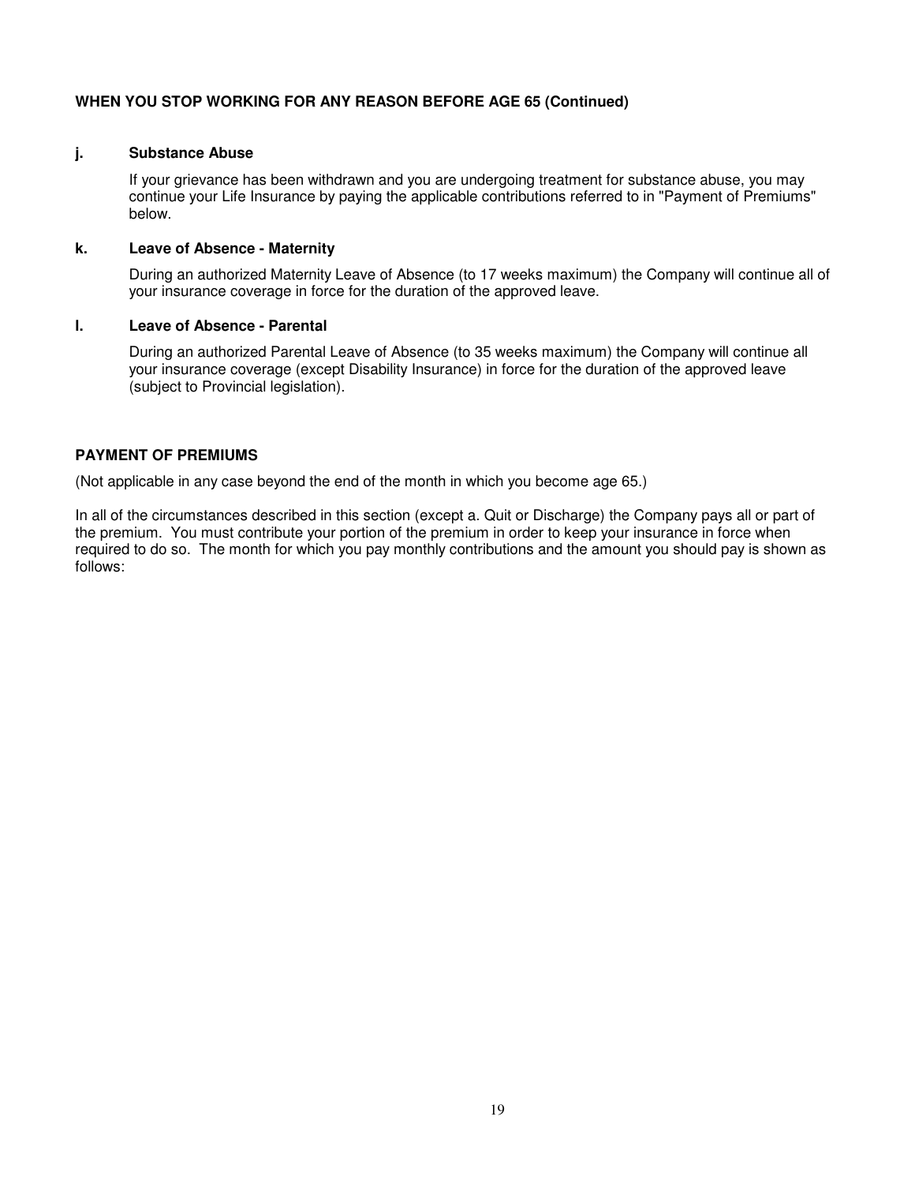**WHEN YOU STOP WORKING FOR ANY REASON BEFORE AGE 65 (Continued)**

**j. Substance Abuse**

If your grievance has been withdrawn and you are undergoing treatment for substance abuse, you may continue your Life Insurance by paying the applicable contributions referred to in "Payment of Premiums" below.

**k. Leave of Absence - Maternity**

During an authorized Maternity Leave of Absence (to 17 weeks maximum) the Company will continue all of your insurance coverage in force for the duration of the approved leave.

**l. Leave of Absence - Parental**

During an authorized Parental Leave of Absence (to 35 weeks maximum) the Company will continue all your insurance coverage (except Disability Insurance) in force for the duration of the approved leave (subject to Provincial legislation).

**PAYMENT OF PREMIUMS**

(Not applicable in any case beyond the end of the month in which you become age 65.)

In all of the circumstances described in this section (except a. Quit or Discharge) the Company pays all or part of the premium. You must contribute your portion of the premium in order to keep your insurance in force when required to do so. The month for which you pay monthly contributions and the amount you should pay is shown as follows: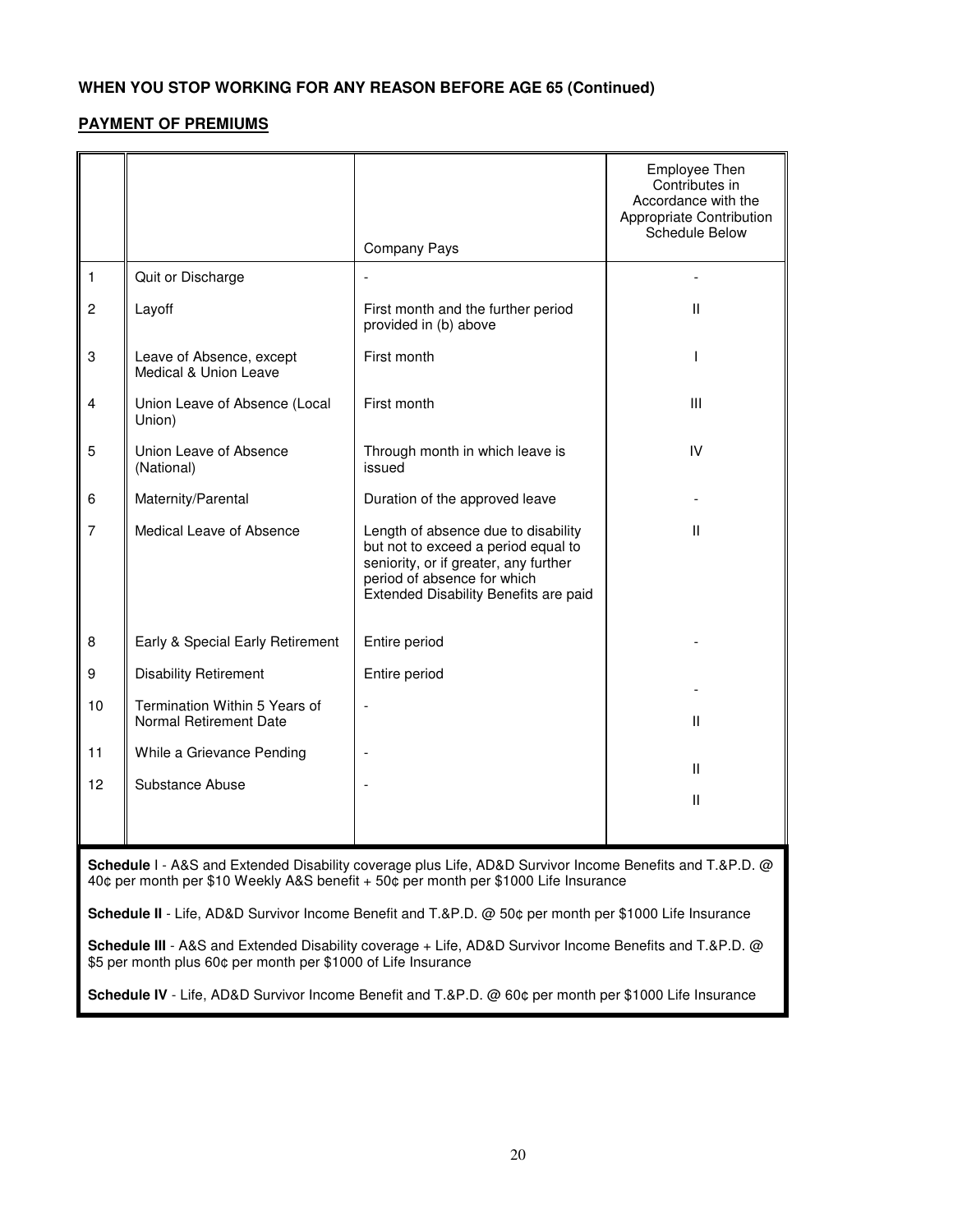## WHEN YOU STOP WORKING FOR ANY REASON BEFORE AGE 65 (Continued)

### PAYMENT OF PREMIUMS

| | | Company Pays | Employee Then Contributes in Accordance with the Appropriate Contribution Schedule Below |
|---|---|---|---|
| 1 | Quit or Discharge | - | - |
| 2 | Layoff | First month and the further period provided in (b) above | II |
| 3 | Leave of Absence, except Medical & Union Leave | First month | I |
| 4 | Union Leave of Absence (Local Union) | First month | III |
| 5 | Union Leave of Absence (National) | Through month in which leave is issued | IV |
| 6 | Maternity/Parental | Duration of the approved leave | - |
| 7 | Medical Leave of Absence | Length of absence due to disability but not to exceed a period equal to seniority, or if greater, any further period of absence for which Extended Disability Benefits are paid | II |
| 8 | Early & Special Early Retirement | Entire period | - |
| 9 | Disability Retirement | Entire period | - |
| 10 | Termination Within 5 Years of Normal Retirement Date | - | II |
| 11 | While a Grievance Pending | - | II |
| 12 | Substance Abuse | - | II |

**Schedule** I - A&S and Extended Disability coverage plus Life, AD&D Survivor Income Benefits and T.&P.D. @ 40¢ per month per $10 Weekly A&S benefit + 50¢ per month per $1000 Life Insurance

**Schedule II** - Life, AD&D Survivor Income Benefit and T.&P.D. @ 50¢ per month per $1000 Life Insurance

**Schedule III** - A&S and Extended Disability coverage + Life, AD&D Survivor Income Benefits and T.&P.D. @ $5 per month plus 60¢ per month per $1000 of Life Insurance

**Schedule IV** - Life, AD&D Survivor Income Benefit and T.&P.D. @ 60¢ per month per $1000 Life Insurance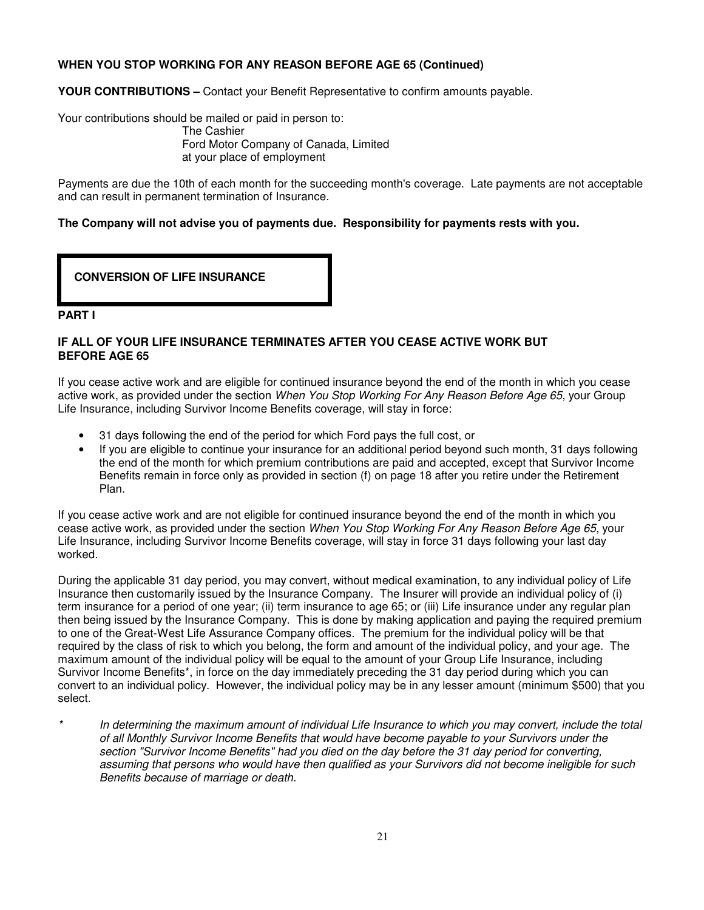**WHEN YOU STOP WORKING FOR ANY REASON BEFORE AGE 65 (Continued)**

**YOUR CONTRIBUTIONS –** Contact your Benefit Representative to confirm amounts payable.

Your contributions should be mailed or paid in person to:

The Cashier
Ford Motor Company of Canada, Limited
at your place of employment

Payments are due the 10th of each month for the succeeding month's coverage. Late payments are not acceptable and can result in permanent termination of Insurance.

**The Company will not advise you of payments due. Responsibility for payments rests with you.**

## CONVERSION OF LIFE INSURANCE

**PART I**

### IF ALL OF YOUR LIFE INSURANCE TERMINATES AFTER YOU CEASE ACTIVE WORK BUT BEFORE AGE 65

If you cease active work and are eligible for continued insurance beyond the end of the month in which you cease active work, as provided under the section *When You Stop Working For Any Reason Before Age 65*, your Group Life Insurance, including Survivor Income Benefits coverage, will stay in force:

- 31 days following the end of the period for which Ford pays the full cost, or
- If you are eligible to continue your insurance for an additional period beyond such month, 31 days following the end of the month for which premium contributions are paid and accepted, except that Survivor Income Benefits remain in force only as provided in section (f) on page 18 after you retire under the Retirement Plan.

If you cease active work and are not eligible for continued insurance beyond the end of the month in which you cease active work, as provided under the section *When You Stop Working For Any Reason Before Age 65*, your Life Insurance, including Survivor Income Benefits coverage, will stay in force 31 days following your last day worked.

During the applicable 31 day period, you may convert, without medical examination, to any individual policy of Life Insurance then customarily issued by the Insurance Company. The Insurer will provide an individual policy of (i) term insurance for a period of one year; (ii) term insurance to age 65; or (iii) Life insurance under any regular plan then being issued by the Insurance Company. This is done by making application and paying the required premium to one of the Great-West Life Assurance Company offices. The premium for the individual policy will be that required by the class of risk to which you belong, the form and amount of the individual policy, and your age. The maximum amount of the individual policy will be equal to the amount of your Group Life Insurance, including Survivor Income Benefits*, in force on the day immediately preceding the 31 day period during which you can convert to an individual policy. However, the individual policy may be in any lesser amount (minimum $500) that you select.

\* *In determining the maximum amount of individual Life Insurance to which you may convert, include the total of all Monthly Survivor Income Benefits that would have become payable to your Survivors under the section "Survivor Income Benefits" had you died on the day before the 31 day period for converting, assuming that persons who would have then qualified as your Survivors did not become ineligible for such Benefits because of marriage or death.*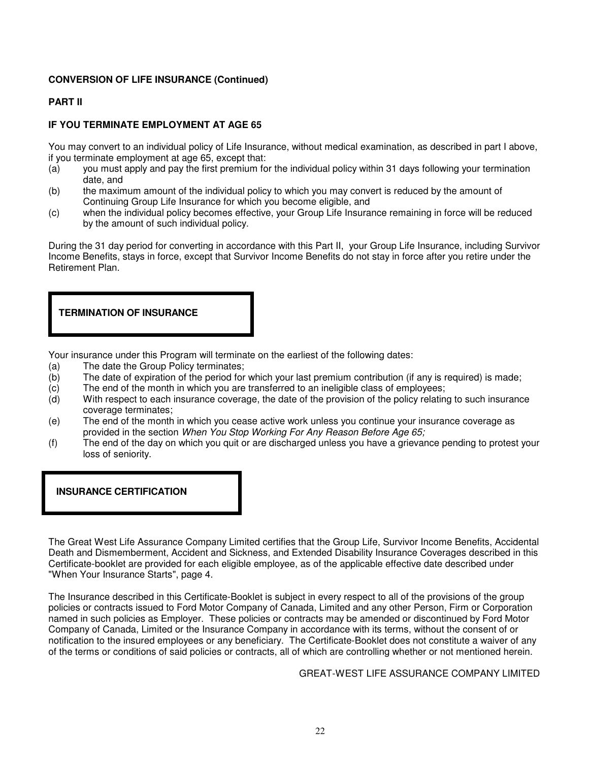**CONVERSION OF LIFE INSURANCE (Continued)**

**PART II**

**IF YOU TERMINATE EMPLOYMENT AT AGE 65**

You may convert to an individual policy of Life Insurance, without medical examination, as described in part I above, if you terminate employment at age 65, except that:

(a) you must apply and pay the first premium for the individual policy within 31 days following your termination date, and

(b) the maximum amount of the individual policy to which you may convert is reduced by the amount of Continuing Group Life Insurance for which you become eligible, and

(c) when the individual policy becomes effective, your Group Life Insurance remaining in force will be reduced by the amount of such individual policy.

During the 31 day period for converting in accordance with this Part II, your Group Life Insurance, including Survivor Income Benefits, stays in force, except that Survivor Income Benefits do not stay in force after you retire under the Retirement Plan.

## TERMINATION OF INSURANCE

Your insurance under this Program will terminate on the earliest of the following dates:

(a) The date the Group Policy terminates;

(b) The date of expiration of the period for which your last premium contribution (if any is required) is made;

(c) The end of the month in which you are transferred to an ineligible class of employees;

(d) With respect to each insurance coverage, the date of the provision of the policy relating to such insurance coverage terminates;

(e) The end of the month in which you cease active work unless you continue your insurance coverage as provided in the section *When You Stop Working For Any Reason Before Age 65;*

(f) The end of the day on which you quit or are discharged unless you have a grievance pending to protest your loss of seniority.

## INSURANCE CERTIFICATION

The Great West Life Assurance Company Limited certifies that the Group Life, Survivor Income Benefits, Accidental Death and Dismemberment, Accident and Sickness, and Extended Disability Insurance Coverages described in this Certificate-booklet are provided for each eligible employee, as of the applicable effective date described under "When Your Insurance Starts", page 4.

The Insurance described in this Certificate-Booklet is subject in every respect to all of the provisions of the group policies or contracts issued to Ford Motor Company of Canada, Limited and any other Person, Firm or Corporation named in such policies as Employer. These policies or contracts may be amended or discontinued by Ford Motor Company of Canada, Limited or the Insurance Company in accordance with its terms, without the consent of or notification to the insured employees or any beneficiary. The Certificate-Booklet does not constitute a waiver of any of the terms or conditions of said policies or contracts, all of which are controlling whether or not mentioned herein.

GREAT-WEST LIFE ASSURANCE COMPANY LIMITED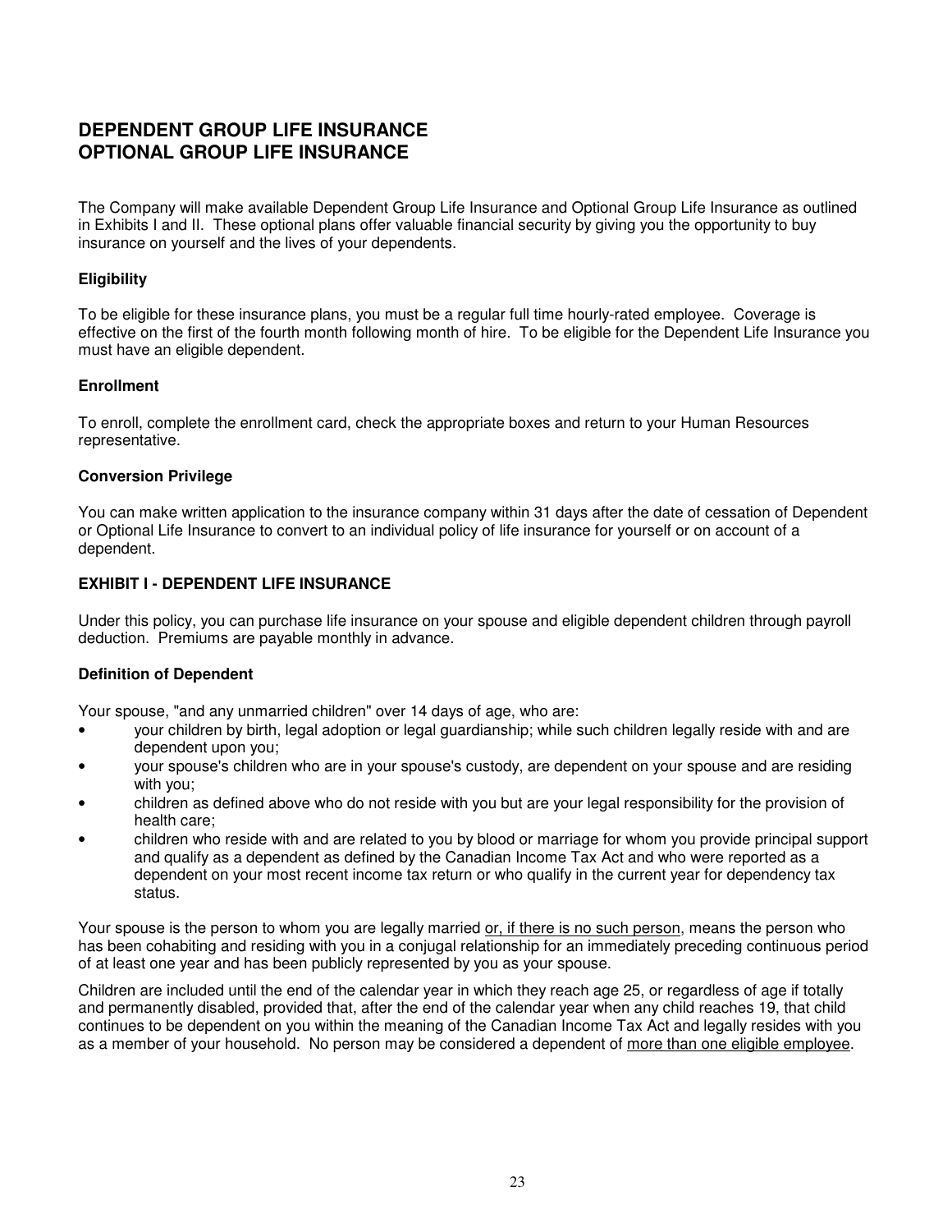# DEPENDENT GROUP LIFE INSURANCE
# OPTIONAL GROUP LIFE INSURANCE

The Company will make available Dependent Group Life Insurance and Optional Group Life Insurance as outlined in Exhibits I and II. These optional plans offer valuable financial security by giving you the opportunity to buy insurance on yourself and the lives of your dependents.

### Eligibility

To be eligible for these insurance plans, you must be a regular full time hourly-rated employee. Coverage is effective on the first of the fourth month following month of hire. To be eligible for the Dependent Life Insurance you must have an eligible dependent.

### Enrollment

To enroll, complete the enrollment card, check the appropriate boxes and return to your Human Resources representative.

### Conversion Privilege

You can make written application to the insurance company within 31 days after the date of cessation of Dependent or Optional Life Insurance to convert to an individual policy of life insurance for yourself or on account of a dependent.

### EXHIBIT I - DEPENDENT LIFE INSURANCE

Under this policy, you can purchase life insurance on your spouse and eligible dependent children through payroll deduction. Premiums are payable monthly in advance.

### Definition of Dependent

Your spouse, "and any unmarried children" over 14 days of age, who are:

- your children by birth, legal adoption or legal guardianship; while such children legally reside with and are dependent upon you;
- your spouse's children who are in your spouse's custody, are dependent on your spouse and are residing with you;
- children as defined above who do not reside with you but are your legal responsibility for the provision of health care;
- children who reside with and are related to you by blood or marriage for whom you provide principal support and qualify as a dependent as defined by the Canadian Income Tax Act and who were reported as a dependent on your most recent income tax return or who qualify in the current year for dependency tax status.

Your spouse is the person to whom you are legally married <u>or, if there is no such person</u>, means the person who has been cohabiting and residing with you in a conjugal relationship for an immediately preceding continuous period of at least one year and has been publicly represented by you as your spouse.

Children are included until the end of the calendar year in which they reach age 25, or regardless of age if totally and permanently disabled, provided that, after the end of the calendar year when any child reaches 19, that child continues to be dependent on you within the meaning of the Canadian Income Tax Act and legally resides with you as a member of your household. No person may be considered a dependent of <u>more than one eligible employee</u>.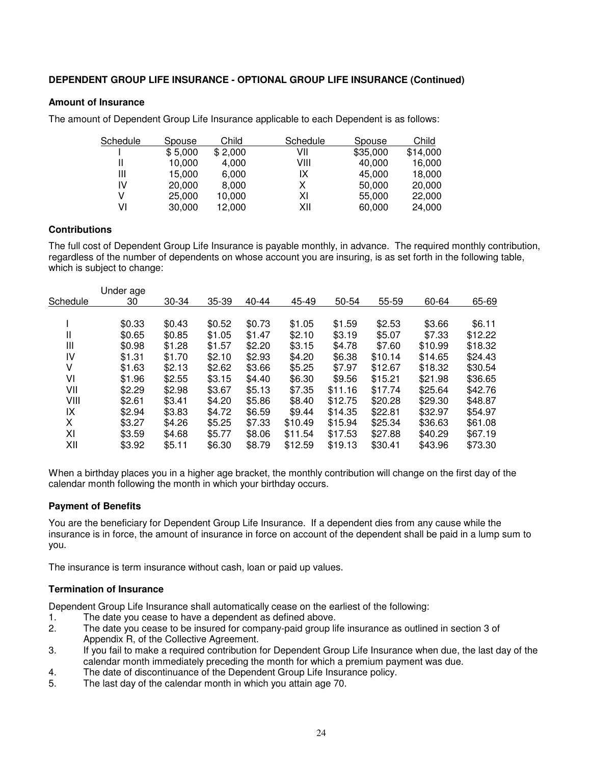**DEPENDENT GROUP LIFE INSURANCE - OPTIONAL GROUP LIFE INSURANCE (Continued)**

**Amount of Insurance**

The amount of Dependent Group Life Insurance applicable to each Dependent is as follows:

| Schedule | Spouse | Child | Schedule | Spouse | Child |
|---|---|---|---|---|---|
| I | $ 5,000 | $ 2,000 | VII | $35,000 | $14,000 |
| II | 10,000 | 4,000 | VIII | 40,000 | 16,000 |
| III | 15,000 | 6,000 | IX | 45,000 | 18,000 |
| IV | 20,000 | 8,000 | X | 50,000 | 20,000 |
| V | 25,000 | 10,000 | XI | 55,000 | 22,000 |
| VI | 30,000 | 12,000 | XII | 60,000 | 24,000 |

**Contributions**

The full cost of Dependent Group Life Insurance is payable monthly, in advance. The required monthly contribution, regardless of the number of dependents on whose account you are insuring, is as set forth in the following table, which is subject to change:

| Schedule | Under age 30 | 30-34 | 35-39 | 40-44 | 45-49 | 50-54 | 55-59 | 60-64 | 65-69 |
|---|---|---|---|---|---|---|---|---|---|
| I | $0.33 | $0.43 | $0.52 | $0.73 | $1.05 | $1.59 | $2.53 | $3.66 | $6.11 |
| II | $0.65 | $0.85 | $1.05 | $1.47 | $2.10 | $3.19 | $5.07 | $7.33 | $12.22 |
| III | $0.98 | $1.28 | $1.57 | $2.20 | $3.15 | $4.78 | $7.60 | $10.99 | $18.32 |
| IV | $1.31 | $1.70 | $2.10 | $2.93 | $4.20 | $6.38 | $10.14 | $14.65 | $24.43 |
| V | $1.63 | $2.13 | $2.62 | $3.66 | $5.25 | $7.97 | $12.67 | $18.32 | $30.54 |
| VI | $1.96 | $2.55 | $3.15 | $4.40 | $6.30 | $9.56 | $15.21 | $21.98 | $36.65 |
| VII | $2.29 | $2.98 | $3.67 | $5.13 | $7.35 | $11.16 | $17.74 | $25.64 | $42.76 |
| VIII | $2.61 | $3.41 | $4.20 | $5.86 | $8.40 | $12.75 | $20.28 | $29.30 | $48.87 |
| IX | $2.94 | $3.83 | $4.72 | $6.59 | $9.44 | $14.35 | $22.81 | $32.97 | $54.97 |
| X | $3.27 | $4.26 | $5.25 | $7.33 | $10.49 | $15.94 | $25.34 | $36.63 | $61.08 |
| XI | $3.59 | $4.68 | $5.77 | $8.06 | $11.54 | $17.53 | $27.88 | $40.29 | $67.19 |
| XII | $3.92 | $5.11 | $6.30 | $8.79 | $12.59 | $19.13 | $30.41 | $43.96 | $73.30 |

When a birthday places you in a higher age bracket, the monthly contribution will change on the first day of the calendar month following the month in which your birthday occurs.

**Payment of Benefits**

You are the beneficiary for Dependent Group Life Insurance. If a dependent dies from any cause while the insurance is in force, the amount of insurance in force on account of the dependent shall be paid in a lump sum to you.

The insurance is term insurance without cash, loan or paid up values.

**Termination of Insurance**

Dependent Group Life Insurance shall automatically cease on the earliest of the following:

1. The date you cease to have a dependent as defined above.
2. The date you cease to be insured for company-paid group life insurance as outlined in section 3 of Appendix R, of the Collective Agreement.
3. If you fail to make a required contribution for Dependent Group Life Insurance when due, the last day of the calendar month immediately preceding the month for which a premium payment was due.
4. The date of discontinuance of the Dependent Group Life Insurance policy.
5. The last day of the calendar month in which you attain age 70.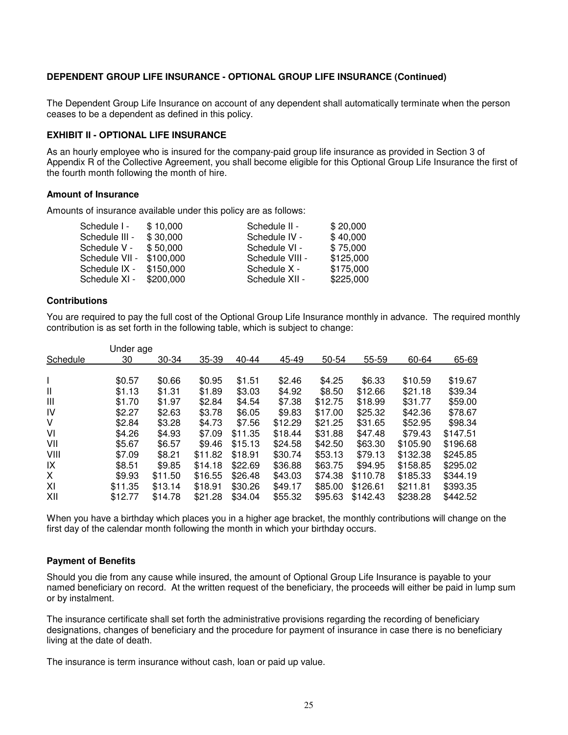**DEPENDENT GROUP LIFE INSURANCE - OPTIONAL GROUP LIFE INSURANCE (Continued)**

The Dependent Group Life Insurance on account of any dependent shall automatically terminate when the person ceases to be a dependent as defined in this policy.

**EXHIBIT II - OPTIONAL LIFE INSURANCE**

As an hourly employee who is insured for the company-paid group life insurance as provided in Section 3 of Appendix R of the Collective Agreement, you shall become eligible for this Optional Group Life Insurance the first of the fourth month following the month of hire.

**Amount of Insurance**

Amounts of insurance available under this policy are as follows:

| | | | |
|---|---|---|---|
| Schedule I - | $ 10,000 | Schedule II - | $ 20,000 |
| Schedule III - | $ 30,000 | Schedule IV - | $ 40,000 |
| Schedule V - | $ 50,000 | Schedule VI - | $ 75,000 |
| Schedule VII - | $100,000 | Schedule VIII - | $125,000 |
| Schedule IX - | $150,000 | Schedule X - | $175,000 |
| Schedule XI - | $200,000 | Schedule XII - | $225,000 |

**Contributions**

You are required to pay the full cost of the Optional Group Life Insurance monthly in advance. The required monthly contribution is as set forth in the following table, which is subject to change:

| Schedule | Under age 30 | 30-34 | 35-39 | 40-44 | 45-49 | 50-54 | 55-59 | 60-64 | 65-69 |
|---|---|---|---|---|---|---|---|---|---|
| I | $0.57 | $0.66 | $0.95 | $1.51 | $2.46 | $4.25 | $6.33 | $10.59 | $19.67 |
| II | $1.13 | $1.31 | $1.89 | $3.03 | $4.92 | $8.50 | $12.66 | $21.18 | $39.34 |
| III | $1.70 | $1.97 | $2.84 | $4.54 | $7.38 | $12.75 | $18.99 | $31.77 | $59.00 |
| IV | $2.27 | $2.63 | $3.78 | $6.05 | $9.83 | $17.00 | $25.32 | $42.36 | $78.67 |
| V | $2.84 | $3.28 | $4.73 | $7.56 | $12.29 | $21.25 | $31.65 | $52.95 | $98.34 |
| VI | $4.26 | $4.93 | $7.09 | $11.35 | $18.44 | $31.88 | $47.48 | $79.43 | $147.51 |
| VII | $5.67 | $6.57 | $9.46 | $15.13 | $24.58 | $42.50 | $63.30 | $105.90 | $196.68 |
| VIII | $7.09 | $8.21 | $11.82 | $18.91 | $30.74 | $53.13 | $79.13 | $132.38 | $245.85 |
| IX | $8.51 | $9.85 | $14.18 | $22.69 | $36.88 | $63.75 | $94.95 | $158.85 | $295.02 |
| X | $9.93 | $11.50 | $16.55 | $26.48 | $43.03 | $74.38 | $110.78 | $185.33 | $344.19 |
| XI | $11.35 | $13.14 | $18.91 | $30.26 | $49.17 | $85.00 | $126.61 | $211.81 | $393.35 |
| XII | $12.77 | $14.78 | $21.28 | $34.04 | $55.32 | $95.63 | $142.43 | $238.28 | $442.52 |

When you have a birthday which places you in a higher age bracket, the monthly contributions will change on the first day of the calendar month following the month in which your birthday occurs.

**Payment of Benefits**

Should you die from any cause while insured, the amount of Optional Group Life Insurance is payable to your named beneficiary on record. At the written request of the beneficiary, the proceeds will either be paid in lump sum or by instalment.

The insurance certificate shall set forth the administrative provisions regarding the recording of beneficiary designations, changes of beneficiary and the procedure for payment of insurance in case there is no beneficiary living at the date of death.

The insurance is term insurance without cash, loan or paid up value.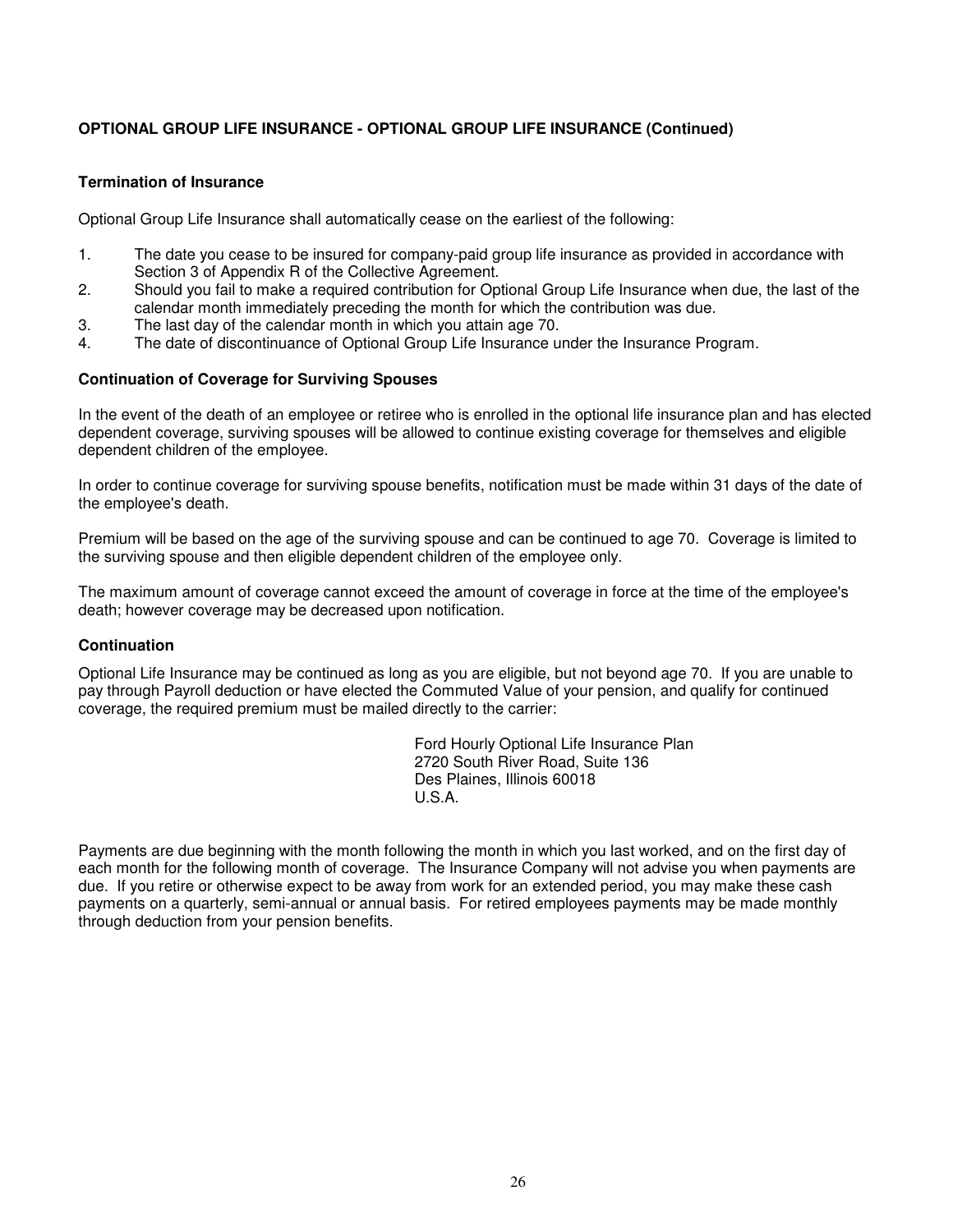**OPTIONAL GROUP LIFE INSURANCE - OPTIONAL GROUP LIFE INSURANCE (Continued)**

### Termination of Insurance

Optional Group Life Insurance shall automatically cease on the earliest of the following:

1. The date you cease to be insured for company-paid group life insurance as provided in accordance with Section 3 of Appendix R of the Collective Agreement.
2. Should you fail to make a required contribution for Optional Group Life Insurance when due, the last of the calendar month immediately preceding the month for which the contribution was due.
3. The last day of the calendar month in which you attain age 70.
4. The date of discontinuance of Optional Group Life Insurance under the Insurance Program.

### Continuation of Coverage for Surviving Spouses

In the event of the death of an employee or retiree who is enrolled in the optional life insurance plan and has elected dependent coverage, surviving spouses will be allowed to continue existing coverage for themselves and eligible dependent children of the employee.

In order to continue coverage for surviving spouse benefits, notification must be made within 31 days of the date of the employee's death.

Premium will be based on the age of the surviving spouse and can be continued to age 70. Coverage is limited to the surviving spouse and then eligible dependent children of the employee only.

The maximum amount of coverage cannot exceed the amount of coverage in force at the time of the employee's death; however coverage may be decreased upon notification.

### Continuation

Optional Life Insurance may be continued as long as you are eligible, but not beyond age 70. If you are unable to pay through Payroll deduction or have elected the Commuted Value of your pension, and qualify for continued coverage, the required premium must be mailed directly to the carrier:

Ford Hourly Optional Life Insurance Plan
2720 South River Road, Suite 136
Des Plaines, Illinois 60018
U.S.A.

Payments are due beginning with the month following the month in which you last worked, and on the first day of each month for the following month of coverage. The Insurance Company will not advise you when payments are due. If you retire or otherwise expect to be away from work for an extended period, you may make these cash payments on a quarterly, semi-annual or annual basis. For retired employees payments may be made monthly through deduction from your pension benefits.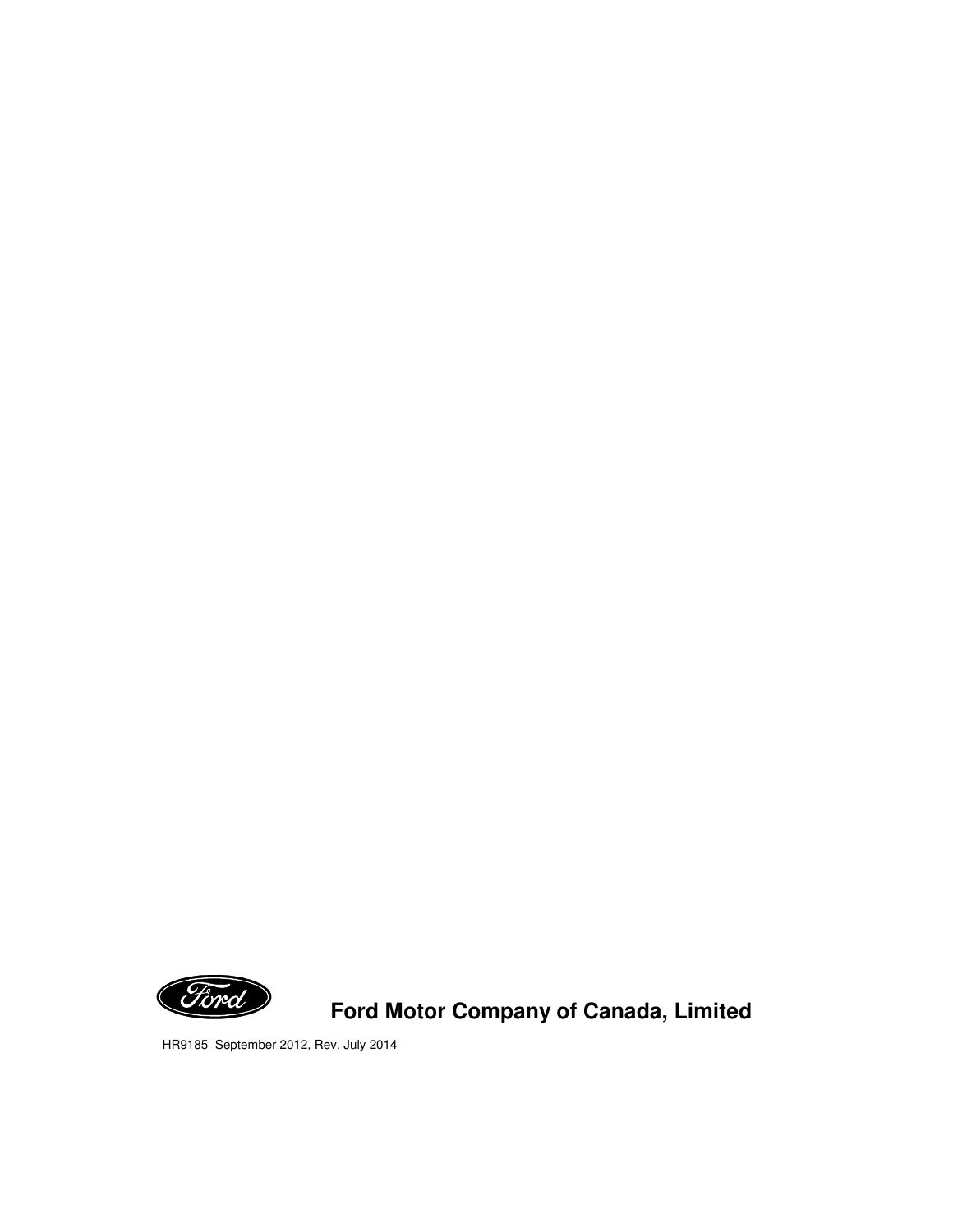**Ford Motor Company of Canada, Limited**

HR9185 September 2012, Rev. July 2014